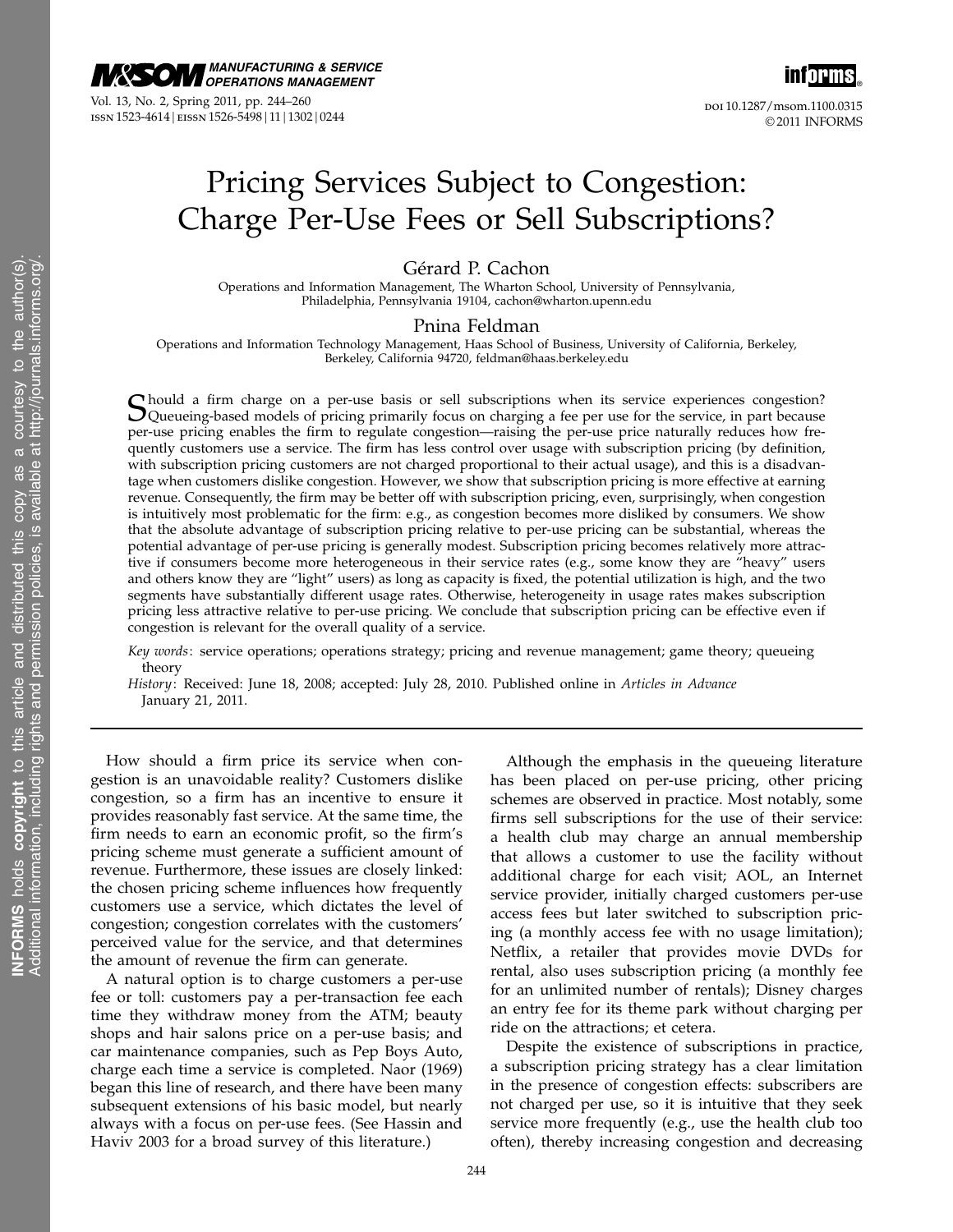# Pricing Services Subject to Congestion: Charge Per-Use Fees or Sell Subscriptions?

**Gérard P. Cachon**

Operations and Information Management, The Wharton School, University of Pennsylvania, Philadelphia, Pennsylvania 19104, cachon@wharton.upenn.edu

**Pnina Feldman**

Operations and Information Technology Management, Haas School of Business, University of California, Berkeley, Berkeley, California 94720, feldman@haas.berkeley.edu

Should a firm charge on a per-use basis or sell subscriptions when its service experiences congestion? Queueing-based models of pricing primarily focus on charging a fee per use for the service, in part because per-use pricing enables the firm to regulate congestion—raising the per-use price naturally reduces how frequently customers use a service. The firm has less control over usage with subscription pricing (by definition, with subscription pricing customers are not charged proportional to their actual usage), and this is a disadvantage when customers dislike congestion. However, we show that subscription pricing is more effective at earning revenue. Consequently, the firm may be better off with subscription pricing, even, surprisingly, when congestion is intuitively most problematic for the firm: e.g., as congestion becomes more disliked by consumers. We show that the absolute advantage of subscription pricing relative to per-use pricing can be substantial, whereas the potential advantage of per-use pricing is generally modest. Subscription pricing becomes relatively more attractive if consumers become more heterogeneous in their service rates (e.g., some know they are "heavy" users and others know they are "light" users) as long as capacity is fixed, the potential utilization is high, and the two segments have substantially different usage rates. Otherwise, heterogeneity in usage rates makes subscription pricing less attractive relative to per-use pricing. We conclude that subscription pricing can be effective even if congestion is relevant for the overall quality of a service.

*Key words*: service operations; operations strategy; pricing and revenue management; game theory; queueing theory

*History*: Received: June 18, 2008; accepted: July 28, 2010. Published online in *Articles in Advance* January 21, 2011.

---

How should a firm price its service when congestion is an unavoidable reality? Customers dislike congestion, so a firm has an incentive to ensure it provides reasonably fast service. At the same time, the firm needs to earn an economic profit, so the firm's pricing scheme must generate a sufficient amount of revenue. Furthermore, these issues are closely linked: the chosen pricing scheme influences how frequently customers use a service, which dictates the level of congestion; congestion correlates with the customers' perceived value for the service, and that determines the amount of revenue the firm can generate.

A natural option is to charge customers a per-use fee or toll: customers pay a per-transaction fee each time they withdraw money from the ATM; beauty shops and hair salons price on a per-use basis; and car maintenance companies, such as Pep Boys Auto, charge each time a service is completed. Naor (1969) began this line of research, and there have been many subsequent extensions of his basic model, but nearly always with a focus on per-use fees. (See Hassin and Haviv 2003 for a broad survey of this literature.)

Although the emphasis in the queueing literature has been placed on per-use pricing, other pricing schemes are observed in practice. Most notably, some firms sell subscriptions for the use of their service: a health club may charge an annual membership that allows a customer to use the facility without additional charge for each visit; AOL, an Internet service provider, initially charged customers per-use access fees but later switched to subscription pricing (a monthly access fee with no usage limitation); Netflix, a retailer that provides movie DVDs for rental, also uses subscription pricing (a monthly fee for an unlimited number of rentals); Disney charges an entry fee for its theme park without charging per ride on the attractions; et cetera.

Despite the existence of subscriptions in practice, a subscription pricing strategy has a clear limitation in the presence of congestion effects: subscribers are not charged per use, so it is intuitive that they seek service more frequently (e.g., use the health club too often), thereby increasing congestion and decreasing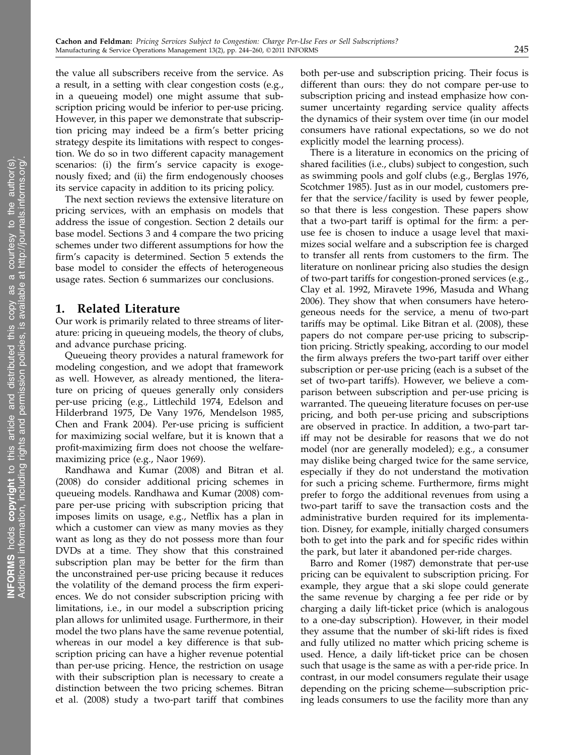the value all subscribers receive from the service. As a result, in a setting with clear congestion costs (e.g., in a queueing model) one might assume that subscription pricing would be inferior to per-use pricing. However, in this paper we demonstrate that subscription pricing may indeed be a firm's better pricing strategy despite its limitations with respect to congestion. We do so in two different capacity management scenarios: (i) the firm's service capacity is exogenously fixed; and (ii) the firm endogenously chooses its service capacity in addition to its pricing policy.

The next section reviews the extensive literature on pricing services, with an emphasis on models that address the issue of congestion. Section 2 details our base model. Sections 3 and 4 compare the two pricing schemes under two different assumptions for how the firm's capacity is determined. Section 5 extends the base model to consider the effects of heterogeneous usage rates. Section 6 summarizes our conclusions.

## 1. Related Literature

Our work is primarily related to three streams of literature: pricing in queueing models, the theory of clubs, and advance purchase pricing.

Queueing theory provides a natural framework for modeling congestion, and we adopt that framework as well. However, as already mentioned, the literature on pricing of queues generally only considers per-use pricing (e.g., Littlechild 1974, Edelson and Hilderbrand 1975, De Vany 1976, Mendelson 1985, Chen and Frank 2004). Per-use pricing is sufficient for maximizing social welfare, but it is known that a profit-maximizing firm does not choose the welfare-maximizing price (e.g., Naor 1969).

Randhawa and Kumar (2008) and Bitran et al. (2008) do consider additional pricing schemes in queueing models. Randhawa and Kumar (2008) compare per-use pricing with subscription pricing that imposes limits on usage, e.g., Netflix has a plan in which a customer can view as many movies as they want as long as they do not possess more than four DVDs at a time. They show that this constrained subscription plan may be better for the firm than the unconstrained per-use pricing because it reduces the volatility of the demand process the firm experiences. We do not consider subscription pricing with limitations, i.e., in our model a subscription pricing plan allows for unlimited usage. Furthermore, in their model the two plans have the same revenue potential, whereas in our model a key difference is that subscription pricing can have a higher revenue potential than per-use pricing. Hence, the restriction on usage with their subscription plan is necessary to create a distinction between the two pricing schemes. Bitran et al. (2008) study a two-part tariff that combines both per-use and subscription pricing. Their focus is different than ours: they do not compare per-use to subscription pricing and instead emphasize how consumer uncertainty regarding service quality affects the dynamics of their system over time (in our model consumers have rational expectations, so we do not explicitly model the learning process).

There is a literature in economics on the pricing of shared facilities (i.e., clubs) subject to congestion, such as swimming pools and golf clubs (e.g., Berglas 1976, Scotchmer 1985). Just as in our model, customers prefer that the service/facility is used by fewer people, so that there is less congestion. These papers show that a two-part tariff is optimal for the firm: a per-use fee is chosen to induce a usage level that maximizes social welfare and a subscription fee is charged to transfer all rents from customers to the firm. The literature on nonlinear pricing also studies the design of two-part tariffs for congestion-proned services (e.g., Clay et al. 1992, Miravete 1996, Masuda and Whang 2006). They show that when consumers have heterogeneous needs for the service, a menu of two-part tariffs may be optimal. Like Bitran et al. (2008), these papers do not compare per-use pricing to subscription pricing. Strictly speaking, according to our model the firm always prefers the two-part tariff over either subscription or per-use pricing (each is a subset of the set of two-part tariffs). However, we believe a comparison between subscription and per-use pricing is warranted. The queueing literature focuses on per-use pricing, and both per-use pricing and subscriptions are observed in practice. In addition, a two-part tariff may not be desirable for reasons that we do not model (nor are generally modeled); e.g., a consumer may dislike being charged twice for the same service, especially if they do not understand the motivation for such a pricing scheme. Furthermore, firms might prefer to forgo the additional revenues from using a two-part tariff to save the transaction costs and the administrative burden required for its implementation. Disney, for example, initially charged consumers both to get into the park and for specific rides within the park, but later it abandoned per-ride charges.

Barro and Romer (1987) demonstrate that per-use pricing can be equivalent to subscription pricing. For example, they argue that a ski slope could generate the same revenue by charging a fee per ride or by charging a daily lift-ticket price (which is analogous to a one-day subscription). However, in their model they assume that the number of ski-lift rides is fixed and fully utilized no matter which pricing scheme is used. Hence, a daily lift-ticket price can be chosen such that usage is the same as with a per-ride price. In contrast, in our model consumers regulate their usage depending on the pricing scheme—subscription pricing leads consumers to use the facility more than any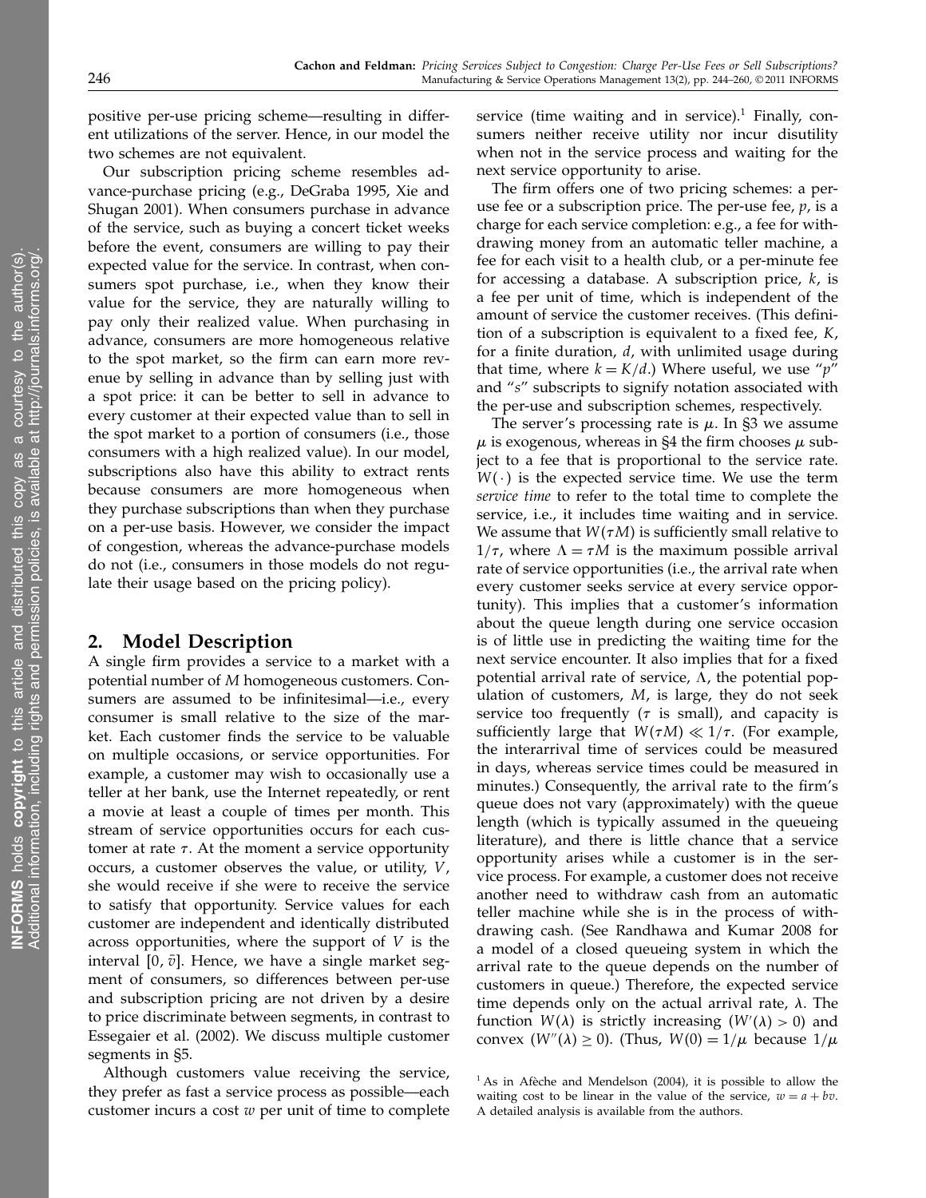positive per-use pricing scheme—resulting in different utilizations of the server. Hence, in our model the two schemes are not equivalent.

Our subscription pricing scheme resembles advance-purchase pricing (e.g., DeGraba 1995, Xie and Shugan 2001). When consumers purchase in advance of the service, such as buying a concert ticket weeks before the event, consumers are willing to pay their expected value for the service. In contrast, when consumers spot purchase, i.e., when they know their value for the service, they are naturally willing to pay only their realized value. When purchasing in advance, consumers are more homogeneous relative to the spot market, so the firm can earn more revenue by selling in advance than by selling just with a spot price: it can be better to sell in advance to every customer at their expected value than to sell in the spot market to a portion of consumers (i.e., those consumers with a high realized value). In our model, subscriptions also have this ability to extract rents because consumers are more homogeneous when they purchase subscriptions than when they purchase on a per-use basis. However, we consider the impact of congestion, whereas the advance-purchase models do not (i.e., consumers in those models do not regulate their usage based on the pricing policy).

## 2. Model Description

A single firm provides a service to a market with a potential number of $M$ homogeneous customers. Consumers are assumed to be infinitesimal—i.e., every consumer is small relative to the size of the market. Each customer finds the service to be valuable on multiple occasions, or service opportunities. For example, a customer may wish to occasionally use a teller at her bank, use the Internet repeatedly, or rent a movie at least a couple of times per month. This stream of service opportunities occurs for each customer at rate $\tau$. At the moment a service opportunity occurs, a customer observes the value, or utility, $V$, she would receive if she were to receive the service to satisfy that opportunity. Service values for each customer are independent and identically distributed across opportunities, where the support of $V$ is the interval $[0, \bar{v}]$. Hence, we have a single market segment of consumers, so differences between per-use and subscription pricing are not driven by a desire to price discriminate between segments, in contrast to Essegaier et al. (2002). We discuss multiple customer segments in §5.

Although customers value receiving the service, they prefer as fast a service process as possible—each customer incurs a cost $w$ per unit of time to complete service (time waiting and in service).[1] Finally, consumers neither receive utility nor incur disutility when not in the service process and waiting for the next service opportunity to arise.

The firm offers one of two pricing schemes: a per-use fee or a subscription price. The per-use fee, $p$, is a charge for each service completion: e.g., a fee for withdrawing money from an automatic teller machine, a fee for each visit to a health club, or a per-minute fee for accessing a database. A subscription price, $k$, is a fee per unit of time, which is independent of the amount of service the customer receives. (This definition of a subscription is equivalent to a fixed fee, $K$, for a finite duration, $d$, with unlimited usage during that time, where $k = K/d$.) Where useful, we use "$p$" and "$s$" subscripts to signify notation associated with the per-use and subscription schemes, respectively.

The server's processing rate is $\mu$. In §3 we assume $\mu$ is exogenous, whereas in §4 the firm chooses $\mu$ subject to a fee that is proportional to the service rate. $W(\cdot)$ is the expected service time. We use the term *service time* to refer to the total time to complete the service, i.e., it includes time waiting and in service. We assume that $W(\tau M)$ is sufficiently small relative to $1/\tau$, where $\Lambda = \tau M$ is the maximum possible arrival rate of service opportunities (i.e., the arrival rate when every customer seeks service at every service opportunity). This implies that a customer's information about the queue length during one service occasion is of little use in predicting the waiting time for the next service encounter. It also implies that for a fixed potential arrival rate of service, $\Lambda$, the potential population of customers, $M$, is large, they do not seek service too frequently ($\tau$ is small), and capacity is sufficiently large that $W(\tau M) \ll 1/\tau$. (For example, the interarrival time of services could be measured in days, whereas service times could be measured in minutes.) Consequently, the arrival rate to the firm's queue does not vary (approximately) with the queue length (which is typically assumed in the queueing literature), and there is little chance that a service opportunity arises while a customer is in the service process. For example, a customer does not receive another need to withdraw cash from an automatic teller machine while she is in the process of withdrawing cash. (See Randhawa and Kumar 2008 for a model of a closed queueing system in which the arrival rate to the queue depends on the number of customers in queue.) Therefore, the expected service time depends only on the actual arrival rate, $\lambda$. The function $W(\lambda)$ is strictly increasing ($W'(\lambda) > 0$) and convex ($W''(\lambda) \geq 0$). (Thus, $W(0) = 1/\mu$ because $1/\mu$

[1] As in Afèche and Mendelson (2004), it is possible to allow the waiting cost to be linear in the value of the service, $w = a + bv$. A detailed analysis is available from the authors.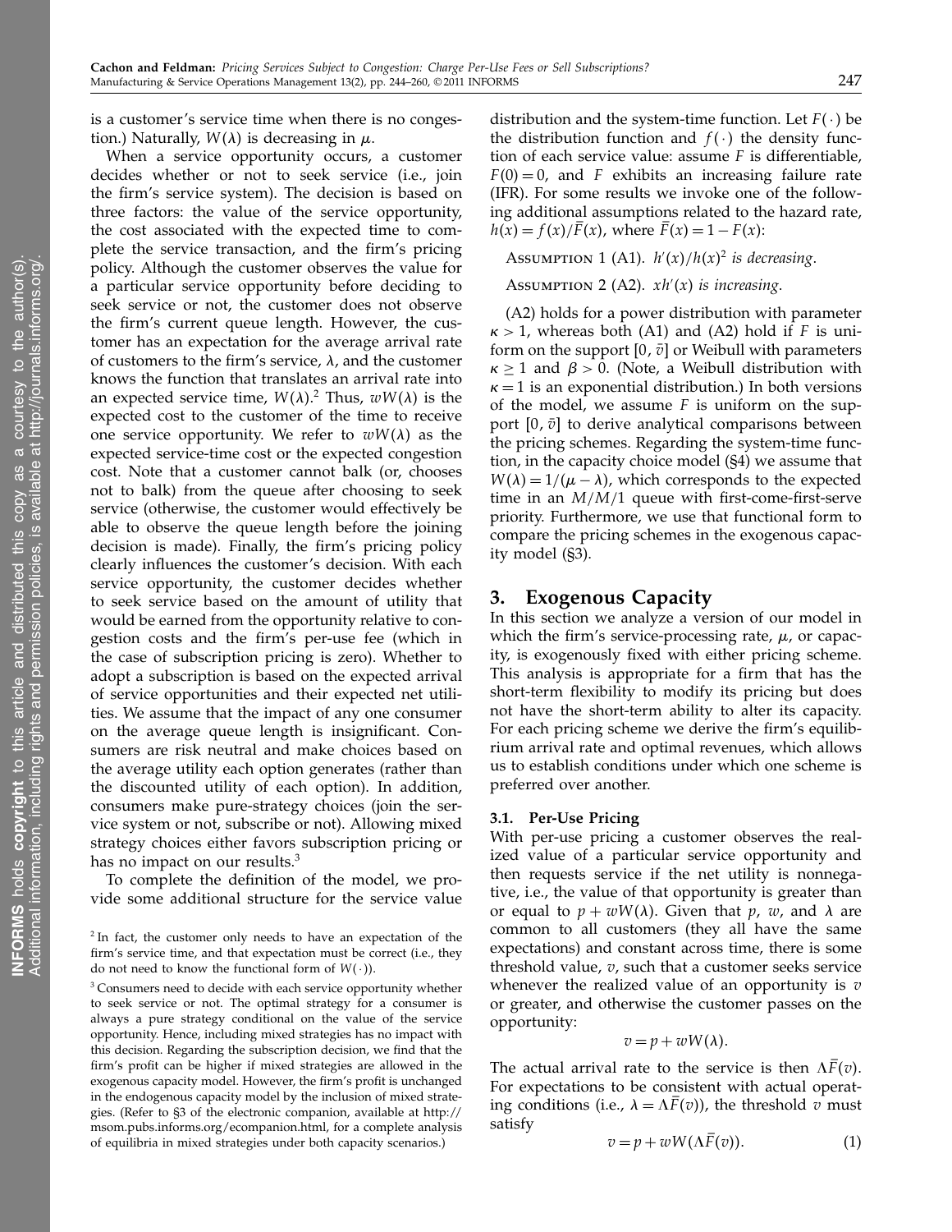is a customer's service time when there is no congestion.) Naturally, $W(\lambda)$ is decreasing in $\mu$.

When a service opportunity occurs, a customer decides whether or not to seek service (i.e., join the firm's service system). The decision is based on three factors: the value of the service opportunity, the cost associated with the expected time to complete the service transaction, and the firm's pricing policy. Although the customer observes the value for a particular service opportunity before deciding to seek service or not, the customer does not observe the firm's current queue length. However, the customer has an expectation for the average arrival rate of customers to the firm's service, $\lambda$, and the customer knows the function that translates an arrival rate into an expected service time, $W(\lambda)$.[2] Thus, $wW(\lambda)$ is the expected cost to the customer of the time to receive one service opportunity. We refer to $wW(\lambda)$ as the expected service-time cost or the expected congestion cost. Note that a customer cannot balk (or, chooses not to balk) from the queue after choosing to seek service (otherwise, the customer would effectively be able to observe the queue length before the joining decision is made). Finally, the firm's pricing policy clearly influences the customer's decision. With each service opportunity, the customer decides whether to seek service based on the amount of utility that would be earned from the opportunity relative to congestion costs and the firm's per-use fee (which in the case of subscription pricing is zero). Whether to adopt a subscription is based on the expected arrival of service opportunities and their expected net utilities. We assume that the impact of any one consumer on the average queue length is insignificant. Consumers are risk neutral and make choices based on the average utility each option generates (rather than the discounted utility of each option). In addition, consumers make pure-strategy choices (join the service system or not, subscribe or not). Allowing mixed strategy choices either favors subscription pricing or has no impact on our results.[3]

To complete the definition of the model, we provide some additional structure for the service value distribution and the system-time function. Let $F(\cdot)$ be the distribution function and $f(\cdot)$ the density function of each service value: assume $F$ is differentiable, $F(0) = 0$, and $F$ exhibits an increasing failure rate (IFR). For some results we invoke one of the following additional assumptions related to the hazard rate, $h(x) = f(x)/\bar{F}(x)$, where $\bar{F}(x) = 1 - F(x)$:

Assumption 1 (A1). *$h'(x)/h(x)^2$ is decreasing.*

Assumption 2 (A2). *$xh'(x)$ is increasing.*

(A2) holds for a power distribution with parameter $\kappa > 1$, whereas both (A1) and (A2) hold if $F$ is uniform on the support $[0, \bar{v}]$ or Weibull with parameters $\kappa \geq 1$ and $\beta > 0$. (Note, a Weibull distribution with $\kappa = 1$ is an exponential distribution.) In both versions of the model, we assume $F$ is uniform on the support $[0, \bar{v}]$ to derive analytical comparisons between the pricing schemes. Regarding the system-time function, in the capacity choice model (§4) we assume that $W(\lambda) = 1/(\mu - \lambda)$, which corresponds to the expected time in an $M/M/1$ queue with first-come-first-serve priority. Furthermore, we use that functional form to compare the pricing schemes in the exogenous capacity model (§3).

## 3. Exogenous Capacity

In this section we analyze a version of our model in which the firm's service-processing rate, $\mu$, or capacity, is exogenously fixed with either pricing scheme. This analysis is appropriate for a firm that has the short-term flexibility to modify its pricing but does not have the short-term ability to alter its capacity. For each pricing scheme we derive the firm's equilibrium arrival rate and optimal revenues, which allows us to establish conditions under which one scheme is preferred over another.

### 3.1. Per-Use Pricing

With per-use pricing a customer observes the realized value of a particular service opportunity and then requests service if the net utility is nonnegative, i.e., the value of that opportunity is greater than or equal to $p + wW(\lambda)$. Given that $p$, $w$, and $\lambda$ are common to all customers (they all have the same expectations) and constant across time, there is some threshold value, $v$, such that a customer seeks service whenever the realized value of an opportunity is $v$ or greater, and otherwise the customer passes on the opportunity:

$$v = p + wW(\lambda).$$

The actual arrival rate to the service is then $\Lambda\bar{F}(v)$. For expectations to be consistent with actual operating conditions (i.e., $\lambda = \Lambda\bar{F}(v)$), the threshold $v$ must satisfy

$$v = p + wW(\Lambda\bar{F}(v)). \tag{1}$$

---

[2] In fact, the customer only needs to have an expectation of the firm's service time, and that expectation must be correct (i.e., they do not need to know the functional form of $W(\cdot)$).

[3] Consumers need to decide with each service opportunity whether to seek service or not. The optimal strategy for a consumer is always a pure strategy conditional on the value of the service opportunity. Hence, including mixed strategies has no impact with this decision. Regarding the subscription decision, we find that the firm's profit can be higher if mixed strategies are allowed in the exogenous capacity model. However, the firm's profit is unchanged in the endogenous capacity model by the inclusion of mixed strategies. (Refer to §3 of the electronic companion, available at http://msom.pubs.informs.org/ecompanion.html, for a complete analysis of equilibria in mixed strategies under both capacity scenarios.)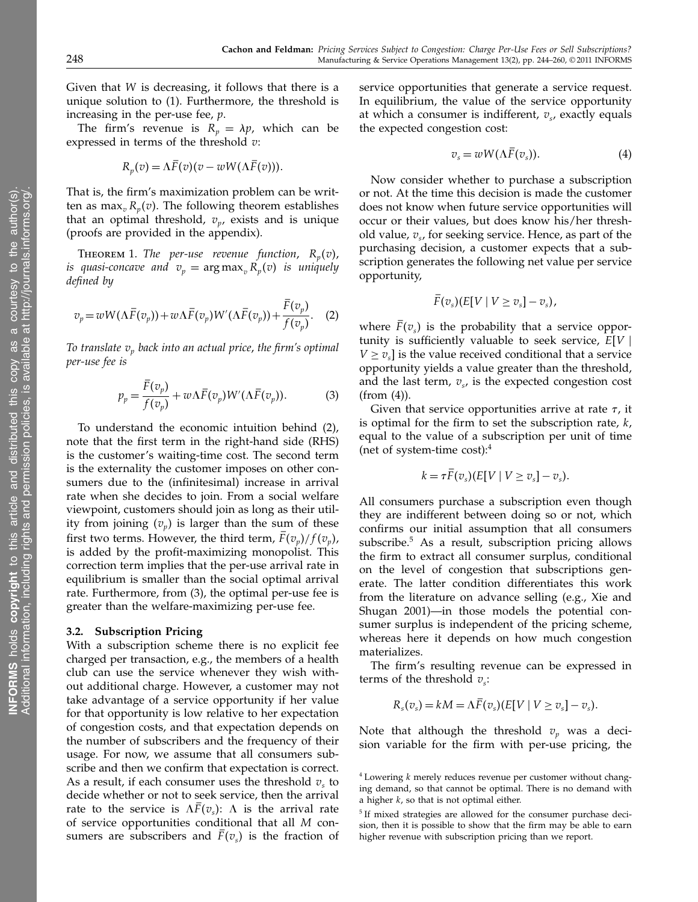Given that $W$ is decreasing, it follows that there is a unique solution to (1). Furthermore, the threshold is increasing in the per-use fee, $p$.

The firm's revenue is $R_p = \lambda p$, which can be expressed in terms of the threshold $v$:

$$R_p(v) = \Lambda \bar{F}(v)(v - wW(\Lambda \bar{F}(v))).$$

That is, the firm's maximization problem can be written as $\max_v R_p(v)$. The following theorem establishes that an optimal threshold, $v_p$, exists and is unique (proofs are provided in the appendix).

**Theorem 1.** *The per-use revenue function, $R_p(v)$, is quasi-concave and $v_p = \arg\max_v R_p(v)$ is uniquely defined by*

$$v_p = wW(\Lambda \bar{F}(v_p)) + w\Lambda \bar{F}(v_p)W'(\Lambda \bar{F}(v_p)) + \frac{\bar{F}(v_p)}{f(v_p)}. \quad (2)$$

*To translate $v_p$ back into an actual price, the firm's optimal per-use fee is*

$$p_p = \frac{\bar{F}(v_p)}{f(v_p)} + w\Lambda \bar{F}(v_p)W'(\Lambda \bar{F}(v_p)). \quad (3)$$

To understand the economic intuition behind (2), note that the first term in the right-hand side (RHS) is the customer's waiting-time cost. The second term is the externality the customer imposes on other consumers due to the (infinitesimal) increase in arrival rate when she decides to join. From a social welfare viewpoint, customers should join as long as their utility from joining ($v_p$) is larger than the sum of these first two terms. However, the third term, $\bar{F}(v_p)/f(v_p)$, is added by the profit-maximizing monopolist. This correction term implies that the per-use arrival rate in equilibrium is smaller than the social optimal arrival rate. Furthermore, from (3), the optimal per-use fee is greater than the welfare-maximizing per-use fee.

### 3.2. Subscription Pricing

With a subscription scheme there is no explicit fee charged per transaction, e.g., the members of a health club can use the service whenever they wish without additional charge. However, a customer may not take advantage of a service opportunity if her value for that opportunity is low relative to her expectation of congestion costs, and that expectation depends on the number of subscribers and the frequency of their usage. For now, we assume that all consumers subscribe and then we confirm that expectation is correct. As a result, if each consumer uses the threshold $v_s$ to decide whether or not to seek service, then the arrival rate to the service is $\Lambda \bar{F}(v_s)$: $\Lambda$ is the arrival rate of service opportunities conditional that all $M$ consumers are subscribers and $\bar{F}(v_s)$ is the fraction of service opportunities that generate a service request. In equilibrium, the value of the service opportunity at which a consumer is indifferent, $v_s$, exactly equals the expected congestion cost:

$$v_s = wW(\Lambda \bar{F}(v_s)). \quad (4)$$

Now consider whether to purchase a subscription or not. At the time this decision is made the customer does not know when future service opportunities will occur or their values, but does know his/her threshold value, $v_s$, for seeking service. Hence, as part of the purchasing decision, a customer expects that a subscription generates the following net value per service opportunity,

$$\bar{F}(v_s)(E[V \mid V \geq v_s] - v_s),$$

where $\bar{F}(v_s)$ is the probability that a service opportunity is sufficiently valuable to seek service, $E[V \mid V \geq v_s]$ is the value received conditional that a service opportunity yields a value greater than the threshold, and the last term, $v_s$, is the expected congestion cost (from (4)).

Given that service opportunities arrive at rate $\tau$, it is optimal for the firm to set the subscription rate, $k$, equal to the value of a subscription per unit of time (net of system-time cost):[4]

$$k = \tau \bar{F}(v_s)(E[V \mid V \geq v_s] - v_s).$$

All consumers purchase a subscription even though they are indifferent between doing so or not, which confirms our initial assumption that all consumers subscribe.[5] As a result, subscription pricing allows the firm to extract all consumer surplus, conditional on the level of congestion that subscriptions generate. The latter condition differentiates this work from the literature on advance selling (e.g., Xie and Shugan 2001)—in those models the potential consumer surplus is independent of the pricing scheme, whereas here it depends on how much congestion materializes.

The firm's resulting revenue can be expressed in terms of the threshold $v_s$:

$$R_s(v_s) = kM = \Lambda \bar{F}(v_s)(E[V \mid V \geq v_s] - v_s).$$

Note that although the threshold $v_p$ was a decision variable for the firm with per-use pricing, the

[4] Lowering $k$ merely reduces revenue per customer without changing demand, so that cannot be optimal. There is no demand with a higher $k$, so that is not optimal either.

[5] If mixed strategies are allowed for the consumer purchase decision, then it is possible to show that the firm may be able to earn higher revenue with subscription pricing than we report.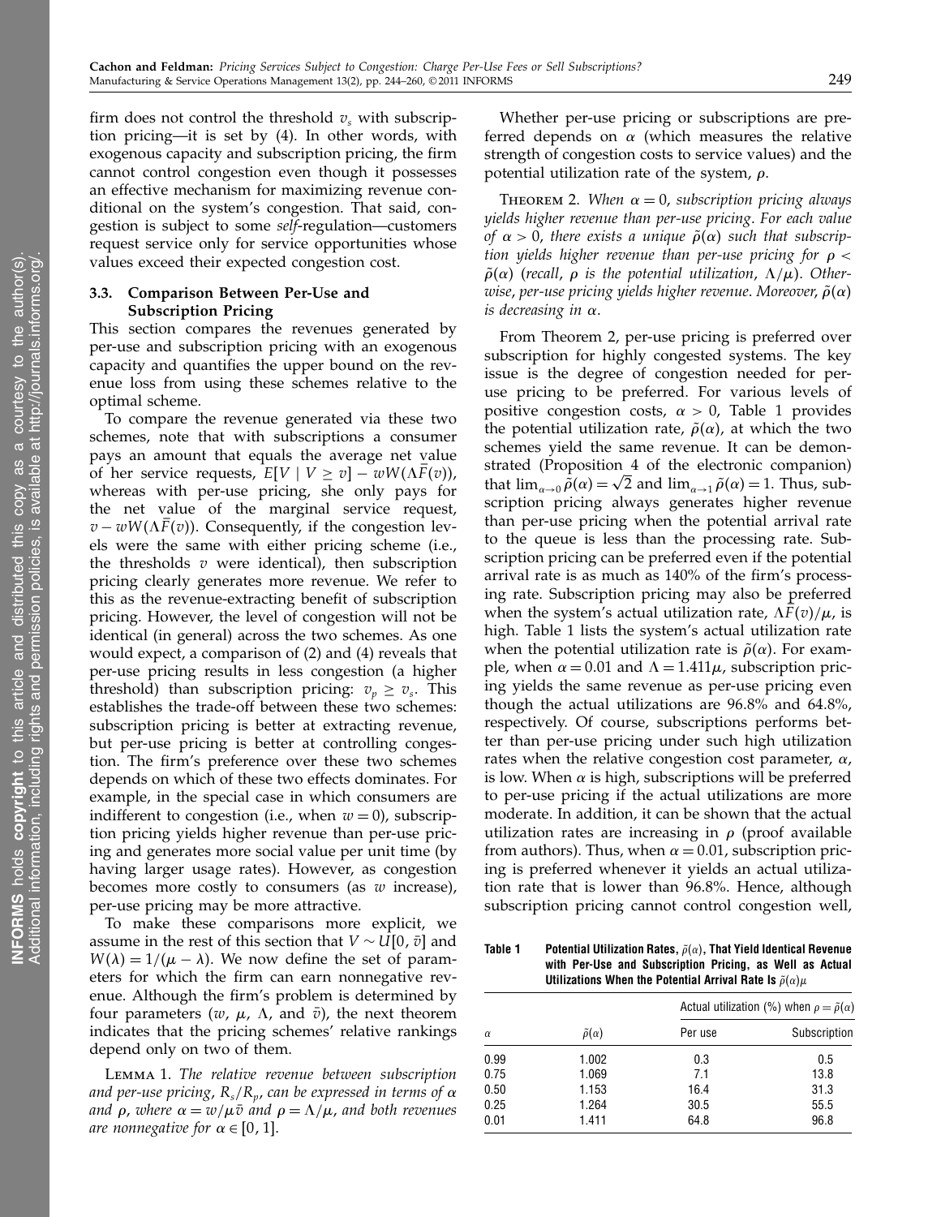firm does not control the threshold $v_s$ with subscription pricing—it is set by (4). In other words, with exogenous capacity and subscription pricing, the firm cannot control congestion even though it possesses an effective mechanism for maximizing revenue conditional on the system's congestion. That said, congestion is subject to some *self*-regulation—customers request service only for service opportunities whose values exceed their expected congestion cost.

### 3.3. Comparison Between Per-Use and Subscription Pricing

This section compares the revenues generated by per-use and subscription pricing with an exogenous capacity and quantifies the upper bound on the revenue loss from using these schemes relative to the optimal scheme.

To compare the revenue generated via these two schemes, note that with subscriptions a consumer pays an amount that equals the average net value of her service requests, $E[V \mid V \geq v] - wW(\Lambda\bar{F}(v))$, whereas with per-use pricing, she only pays for the net value of the marginal service request, $v - wW(\Lambda\bar{F}(v))$. Consequently, if the congestion levels were the same with either pricing scheme (i.e., the thresholds $v$ were identical), then subscription pricing clearly generates more revenue. We refer to this as the revenue-extracting benefit of subscription pricing. However, the level of congestion will not be identical (in general) across the two schemes. As one would expect, a comparison of (2) and (4) reveals that per-use pricing results in less congestion (a higher threshold) than subscription pricing: $v_p \geq v_s$. This establishes the trade-off between these two schemes: subscription pricing is better at extracting revenue, but per-use pricing is better at controlling congestion. The firm's preference over these two schemes depends on which of these two effects dominates. For example, in the special case in which consumers are indifferent to congestion (i.e., when $w = 0$), subscription pricing yields higher revenue than per-use pricing and generates more social value per unit time (by having larger usage rates). However, as congestion becomes more costly to consumers (as $w$ increase), per-use pricing may be more attractive.

To make these comparisons more explicit, we assume in the rest of this section that $V \sim U[0, \bar{v}]$ and $W(\lambda) = 1/(\mu - \lambda)$. We now define the set of parameters for which the firm can earn nonnegative revenue. Although the firm's problem is determined by four parameters ($w$, $\mu$, $\Lambda$, and $\bar{v}$), the next theorem indicates that the pricing schemes' relative rankings depend only on two of them.

Lemma 1. *The relative revenue between subscription and per-use pricing, $R_s/R_p$, can be expressed in terms of $\alpha$ and $\rho$, where $\alpha = w/\mu\bar{v}$ and $\rho = \Lambda/\mu$, and both revenues are nonnegative for $\alpha \in [0, 1]$.*

Whether per-use pricing or subscriptions are preferred depends on $\alpha$ (which measures the relative strength of congestion costs to service values) and the potential utilization rate of the system, $\rho$.

Theorem 2. *When $\alpha = 0$, subscription pricing always yields higher revenue than per-use pricing. For each value of $\alpha > 0$, there exists a unique $\tilde{\rho}(\alpha)$ such that subscription yields higher revenue than per-use pricing for $\rho < \tilde{\rho}(\alpha)$ (recall, $\rho$ is the potential utilization, $\Lambda/\mu$). Otherwise, per-use pricing yields higher revenue. Moreover, $\tilde{\rho}(\alpha)$ is decreasing in $\alpha$.*

From Theorem 2, per-use pricing is preferred over subscription for highly congested systems. The key issue is the degree of congestion needed for per-use pricing to be preferred. For various levels of positive congestion costs, $\alpha > 0$, Table 1 provides the potential utilization rate, $\tilde{\rho}(\alpha)$, at which the two schemes yield the same revenue. It can be demonstrated (Proposition 4 of the electronic companion) that $\lim_{\alpha\to 0}\tilde{\rho}(\alpha) = \sqrt{2}$ and $\lim_{\alpha\to 1}\tilde{\rho}(\alpha) = 1$. Thus, subscription pricing always generates higher revenue than per-use pricing when the potential arrival rate to the queue is less than the processing rate. Subscription pricing can be preferred even if the potential arrival rate is as much as 140% of the firm's processing rate. Subscription pricing may also be preferred when the system's actual utilization rate, $\Lambda\bar{F}(v)/\mu$, is high. Table 1 lists the system's actual utilization rate when the potential utilization rate is $\tilde{\rho}(\alpha)$. For example, when $\alpha = 0.01$ and $\Lambda = 1.411\mu$, subscription pricing yields the same revenue as per-use pricing even though the actual utilizations are 96.8% and 64.8%, respectively. Of course, subscriptions performs better than per-use pricing under such high utilization rates when the relative congestion cost parameter, $\alpha$, is low. When $\alpha$ is high, subscriptions will be preferred to per-use pricing if the actual utilizations are more moderate. In addition, it can be shown that the actual utilization rates are increasing in $\rho$ (proof available from authors). Thus, when $\alpha = 0.01$, subscription pricing is preferred whenever it yields an actual utilization rate that is lower than 96.8%. Hence, although subscription pricing cannot control congestion well,

**Table 1** Potential Utilization Rates, $\tilde{\rho}(\alpha)$, That Yield Identical Revenue with Per-Use and Subscription Pricing, as Well as Actual Utilizations When the Potential Arrival Rate Is $\tilde{\rho}(\alpha)\mu$

| | | Actual utilization (%) when $\rho = \tilde{\rho}(\alpha)$ | |
|---|---|---|---|
| $\alpha$ | $\tilde{\rho}(\alpha)$ | Per use | Subscription |
| 0.99 | 1.002 | 0.3 | 0.5 |
| 0.75 | 1.069 | 7.1 | 13.8 |
| 0.50 | 1.153 | 16.4 | 31.3 |
| 0.25 | 1.264 | 30.5 | 55.5 |
| 0.01 | 1.411 | 64.8 | 96.8 |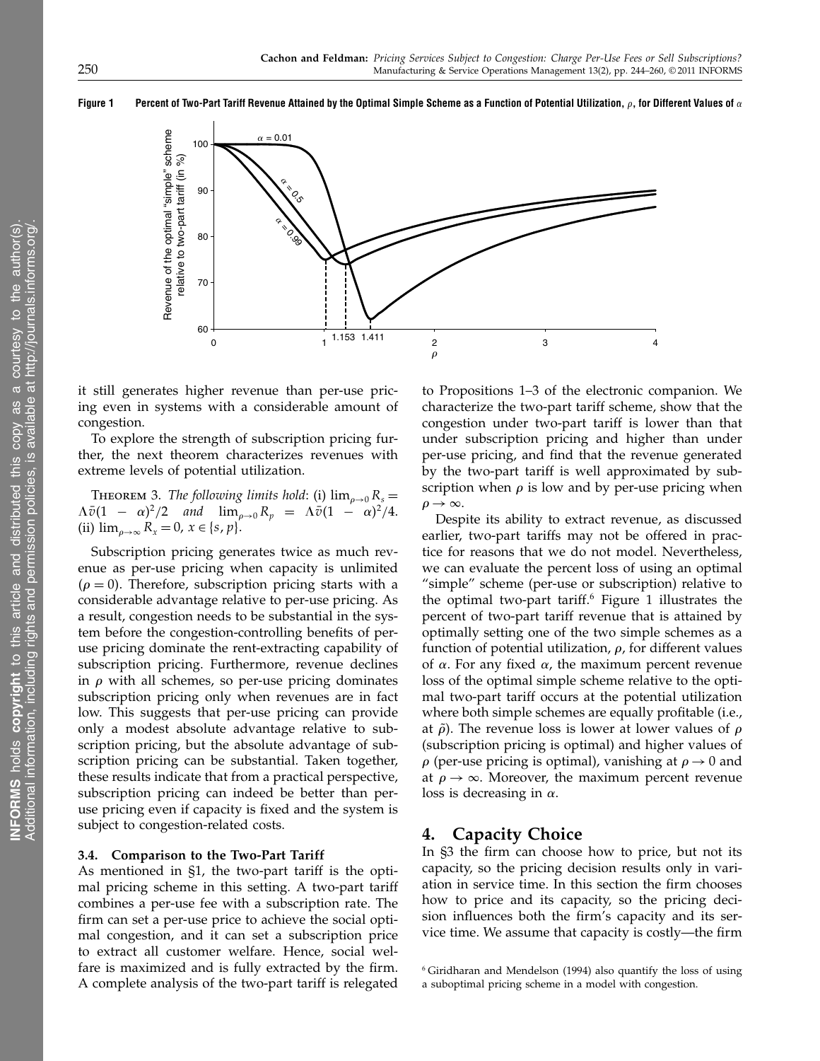**Figure 1 Percent of Two-Part Tariff Revenue Attained by the Optimal Simple Scheme as a Function of Potential Utilization, $\rho$, for Different Values of $\alpha$**

it still generates higher revenue than per-use pricing even in systems with a considerable amount of congestion.

To explore the strength of subscription pricing further, the next theorem characterizes revenues with extreme levels of potential utilization.

THEOREM 3. *The following limits hold*: (i) $\lim_{\rho\to 0} R_s = \Lambda\bar{v}(1-\alpha)^2/2$ *and* $\lim_{\rho\to 0} R_p = \Lambda\bar{v}(1-\alpha)^2/4$. (ii) $\lim_{\rho\to\infty} R_x = 0$, $x \in \{s, p\}$.

Subscription pricing generates twice as much revenue as per-use pricing when capacity is unlimited ($\rho = 0$). Therefore, subscription pricing starts with a considerable advantage relative to per-use pricing. As a result, congestion needs to be substantial in the system before the congestion-controlling benefits of per-use pricing dominate the rent-extracting capability of subscription pricing. Furthermore, revenue declines in $\rho$ with all schemes, so per-use pricing dominates subscription pricing only when revenues are in fact low. This suggests that per-use pricing can provide only a modest absolute advantage relative to subscription pricing, but the absolute advantage of subscription pricing can be substantial. Taken together, these results indicate that from a practical perspective, subscription pricing can indeed be better than per-use pricing even if capacity is fixed and the system is subject to congestion-related costs.

### 3.4. Comparison to the Two-Part Tariff

As mentioned in §1, the two-part tariff is the optimal pricing scheme in this setting. A two-part tariff combines a per-use fee with a subscription rate. The firm can set a per-use price to achieve the social optimal congestion, and it can set a subscription price to extract all customer welfare. Hence, social welfare is maximized and is fully extracted by the firm. A complete analysis of the two-part tariff is relegated to Propositions 1–3 of the electronic companion. We characterize the two-part tariff scheme, show that the congestion under two-part tariff is lower than that under subscription pricing and higher than under per-use pricing, and find that the revenue generated by the two-part tariff is well approximated by subscription when $\rho$ is low and by per-use pricing when $\rho \to \infty$.

Despite its ability to extract revenue, as discussed earlier, two-part tariffs may not be offered in practice for reasons that we do not model. Nevertheless, we can evaluate the percent loss of using an optimal "simple" scheme (per-use or subscription) relative to the optimal two-part tariff.[6] Figure 1 illustrates the percent of two-part tariff revenue that is attained by optimally setting one of the two simple schemes as a function of potential utilization, $\rho$, for different values of $\alpha$. For any fixed $\alpha$, the maximum percent revenue loss of the optimal simple scheme relative to the optimal two-part tariff occurs at the potential utilization where both simple schemes are equally profitable (i.e., at $\tilde{\rho}$). The revenue loss is lower at lower values of $\rho$ (subscription pricing is optimal) and higher values of $\rho$ (per-use pricing is optimal), vanishing at $\rho \to 0$ and at $\rho \to \infty$. Moreover, the maximum percent revenue loss is decreasing in $\alpha$.

## 4. Capacity Choice

In §3 the firm can choose how to price, but not its capacity, so the pricing decision results only in variation in service time. In this section the firm chooses how to price and its capacity, so the pricing decision influences both the firm's capacity and its service time. We assume that capacity is costly—the firm

[6] Giridharan and Mendelson (1994) also quantify the loss of using a suboptimal pricing scheme in a model with congestion.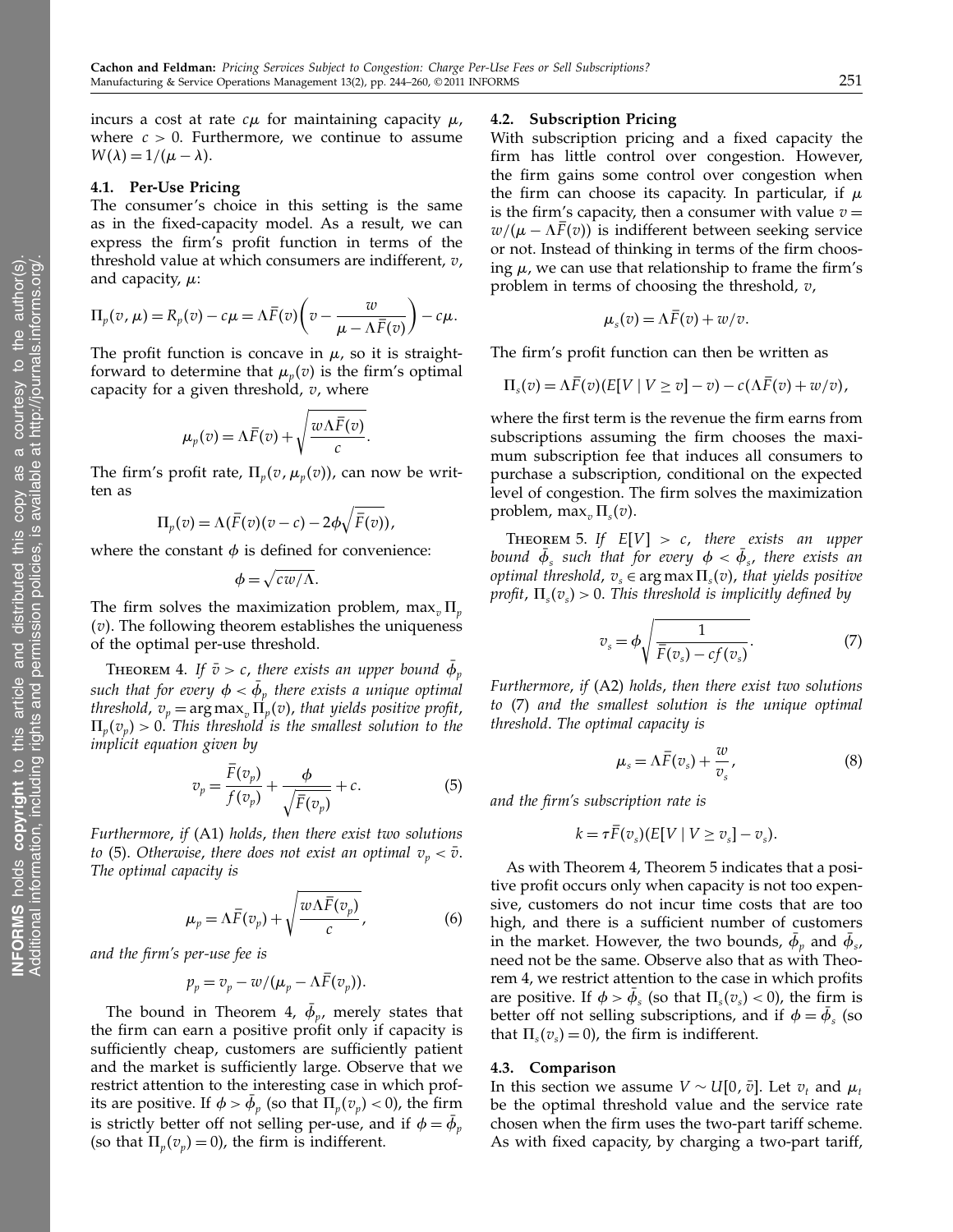incurs a cost at rate $c\mu$ for maintaining capacity $\mu$, where $c > 0$. Furthermore, we continue to assume $W(\lambda) = 1/(\mu - \lambda)$.

### 4.1. Per-Use Pricing

The consumer's choice in this setting is the same as in the fixed-capacity model. As a result, we can express the firm's profit function in terms of the threshold value at which consumers are indifferent, $v$, and capacity, $\mu$:

$$\Pi_p(v, \mu) = R_p(v) - c\mu = \Lambda\bar{F}(v)\left(v - \frac{w}{\mu - \Lambda\bar{F}(v)}\right) - c\mu.$$

The profit function is concave in $\mu$, so it is straightforward to determine that $\mu_p(v)$ is the firm's optimal capacity for a given threshold, $v$, where

$$\mu_p(v) = \Lambda\bar{F}(v) + \sqrt{\frac{w\Lambda\bar{F}(v)}{c}}.$$

The firm's profit rate, $\Pi_p(v, \mu_p(v))$, can now be written as

$$\Pi_p(v) = \Lambda(\bar{F}(v)(v - c) - 2\phi\sqrt{\bar{F}(v)}),$$

where the constant $\phi$ is defined for convenience:

$$\phi = \sqrt{cw/\Lambda}.$$

The firm solves the maximization problem, $\max_v \Pi_p(v)$. The following theorem establishes the uniqueness of the optimal per-use threshold.

Theorem 4. *If $\bar{v} > c$, there exists an upper bound $\bar{\phi}_p$ such that for every $\phi < \bar{\phi}_p$ there exists a unique optimal threshold, $v_p = \arg\max_v \Pi_p(v)$, that yields positive profit, $\Pi_p(v_p) > 0$. This threshold is the smallest solution to the implicit equation given by*

$$v_p = \frac{\bar{F}(v_p)}{f(v_p)} + \frac{\phi}{\sqrt{\bar{F}(v_p)}} + c. \tag{5}$$

*Furthermore, if* (A1) *holds, then there exist two solutions to* (5). *Otherwise, there does not exist an optimal $v_p < \bar{v}$. The optimal capacity is*

$$\mu_p = \Lambda\bar{F}(v_p) + \sqrt{\frac{w\Lambda\bar{F}(v_p)}{c}}, \tag{6}$$

*and the firm's per-use fee is*

$$p_p = v_p - w/(\mu_p - \Lambda\bar{F}(v_p)).$$

The bound in Theorem 4, $\bar{\phi}_p$, merely states that the firm can earn a positive profit only if capacity is sufficiently cheap, customers are sufficiently patient and the market is sufficiently large. Observe that we restrict attention to the interesting case in which profits are positive. If $\phi > \bar{\phi}_p$ (so that $\Pi_p(v_p) < 0$), the firm is strictly better off not selling per-use, and if $\phi = \bar{\phi}_p$ (so that $\Pi_p(v_p) = 0$), the firm is indifferent.

### 4.2. Subscription Pricing

With subscription pricing and a fixed capacity the firm has little control over congestion. However, the firm gains some control over congestion when the firm can choose its capacity. In particular, if $\mu$ is the firm's capacity, then a consumer with value $v = w/(\mu - \Lambda\bar{F}(v))$ is indifferent between seeking service or not. Instead of thinking in terms of the firm choosing $\mu$, we can use that relationship to frame the firm's problem in terms of choosing the threshold, $v$,

$$\mu_s(v) = \Lambda\bar{F}(v) + w/v.$$

The firm's profit function can then be written as

$$\Pi_s(v) = \Lambda\bar{F}(v)(E[V \mid V \geq v] - v) - c(\Lambda\bar{F}(v) + w/v),$$

where the first term is the revenue the firm earns from subscriptions assuming the firm chooses the maximum subscription fee that induces all consumers to purchase a subscription, conditional on the expected level of congestion. The firm solves the maximization problem, $\max_v \Pi_s(v)$.

Theorem 5. *If $E[V] > c$, there exists an upper bound $\bar{\phi}_s$ such that for every $\phi < \bar{\phi}_s$, there exists an optimal threshold, $v_s \in \arg\max \Pi_s(v)$, that yields positive profit, $\Pi_s(v_s) > 0$. This threshold is implicitly defined by*

$$v_s = \phi\sqrt{\frac{1}{\bar{F}(v_s) - cf(v_s)}}. \tag{7}$$

*Furthermore, if* (A2) *holds, then there exist two solutions to* (7) *and the smallest solution is the unique optimal threshold. The optimal capacity is*

$$\mu_s = \Lambda\bar{F}(v_s) + \frac{w}{v_s}, \tag{8}$$

*and the firm's subscription rate is*

$$k = \tau\bar{F}(v_s)(E[V \mid V \geq v_s] - v_s).$$

As with Theorem 4, Theorem 5 indicates that a positive profit occurs only when capacity is not too expensive, customers do not incur time costs that are too high, and there is a sufficient number of customers in the market. However, the two bounds, $\bar{\phi}_p$ and $\bar{\phi}_s$, need not be the same. Observe also that as with Theorem 4, we restrict attention to the case in which profits are positive. If $\phi > \bar{\phi}_s$ (so that $\Pi_s(v_s) < 0$), the firm is better off not selling subscriptions, and if $\phi = \bar{\phi}_s$ (so that $\Pi_s(v_s) = 0$), the firm is indifferent.

### 4.3. Comparison

In this section we assume $V \sim U[0, \bar{v}]$. Let $v_t$ and $\mu_t$ be the optimal threshold value and the service rate chosen when the firm uses the two-part tariff scheme. As with fixed capacity, by charging a two-part tariff,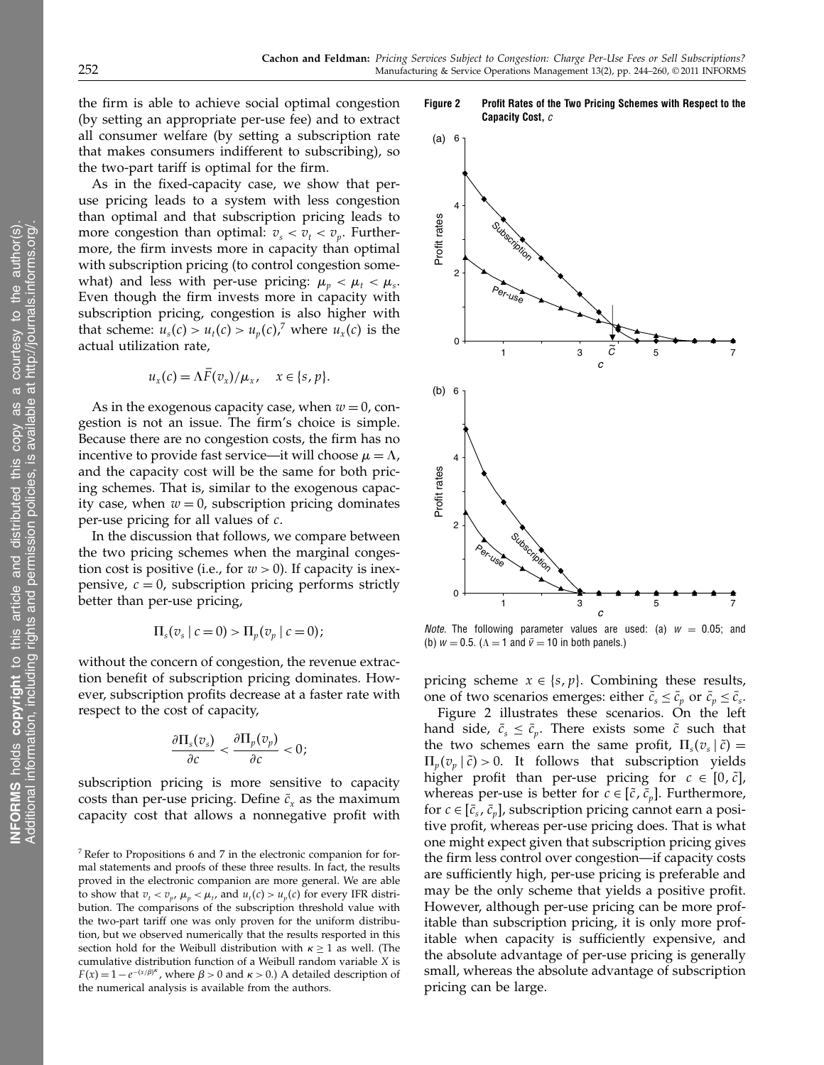the firm is able to achieve social optimal congestion (by setting an appropriate per-use fee) and to extract all consumer welfare (by setting a subscription rate that makes consumers indifferent to subscribing), so the two-part tariff is optimal for the firm.

As in the fixed-capacity case, we show that per-use pricing leads to a system with less congestion than optimal and that subscription pricing leads to more congestion than optimal: $v_s < v_t < v_p$. Furthermore, the firm invests more in capacity than optimal with subscription pricing (to control congestion somewhat) and less with per-use pricing: $\mu_p < \mu_t < \mu_s$. Even though the firm invests more in capacity with subscription pricing, congestion is also higher with that scheme: $u_s(c) > u_t(c) > u_p(c)$,[7] where $u_x(c)$ is the actual utilization rate,

$$u_x(c) = \Lambda \bar{F}(v_x)/\mu_x, \quad x \in \{s, p\}.$$

As in the exogenous capacity case, when $w = 0$, congestion is not an issue. The firm's choice is simple. Because there are no congestion costs, the firm has no incentive to provide fast service—it will choose $\mu = \Lambda$, and the capacity cost will be the same for both pricing schemes. That is, similar to the exogenous capacity case, when $w = 0$, subscription pricing dominates per-use pricing for all values of $c$.

In the discussion that follows, we compare between the two pricing schemes when the marginal congestion cost is positive (i.e., for $w > 0$). If capacity is inexpensive, $c = 0$, subscription pricing performs strictly better than per-use pricing,

$$\Pi_s(v_s \mid c = 0) > \Pi_p(v_p \mid c = 0);$$

without the concern of congestion, the revenue extraction benefit of subscription pricing dominates. However, subscription profits decrease at a faster rate with respect to the cost of capacity,

$$\frac{\partial \Pi_s(v_s)}{\partial c} < \frac{\partial \Pi_p(v_p)}{\partial c} < 0;$$

subscription pricing is more sensitive to capacity costs than per-use pricing. Define $\bar{c}_x$ as the maximum capacity cost that allows a nonnegative profit with pricing scheme $x \in \{s, p\}$. Combining these results, one of two scenarios emerges: either $\bar{c}_s \le \bar{c}_p$ or $\bar{c}_p \le \bar{c}_s$.

**Figure 2** **Profit Rates of the Two Pricing Schemes with Respect to the Capacity Cost, $c$**

*Note.* The following parameter values are used: (a) $w = 0.05$; and (b) $w = 0.5$. ($\Lambda = 1$ and $\bar{v} = 10$ in both panels.)

Figure 2 illustrates these scenarios. On the left hand side, $\bar{c}_s \le \bar{c}_p$. There exists some $\tilde{c}$ such that the two schemes earn the same profit, $\Pi_s(v_s \mid \tilde{c}) = \Pi_p(v_p \mid \tilde{c}) > 0$. It follows that subscription yields higher profit than per-use pricing for $c \in [0, \tilde{c}]$, whereas per-use is better for $c \in [\tilde{c}, \bar{c}_p]$. Furthermore, for $c \in [\bar{c}_s, \bar{c}_p]$, subscription pricing cannot earn a positive profit, whereas per-use pricing does. That is what one might expect given that subscription pricing gives the firm less control over congestion—if capacity costs are sufficiently high, per-use pricing is preferable and may be the only scheme that yields a positive profit. However, although per-use pricing can be more profitable than subscription pricing, it is only more profitable when capacity is sufficiently expensive, and the absolute advantage of per-use pricing is generally small, whereas the absolute advantage of subscription pricing can be large.

[7] Refer to Propositions 6 and 7 in the electronic companion for formal statements and proofs of these three results. In fact, the results proved in the electronic companion are more general. We are able to show that $v_t < v_p$, $\mu_p < \mu_t$, and $u_t(c) > u_p(c)$ for every IFR distribution. The comparisons of the subscription threshold value with the two-part tariff one was only proven for the uniform distribution, but we observed numerically that the results reported in this section hold for the Weibull distribution with $\kappa \ge 1$ as well. (The cumulative distribution function of a Weibull random variable $X$ is $F(x) = 1 - e^{-(x/\beta)^\kappa}$, where $\beta > 0$ and $\kappa > 0$.) A detailed description of the numerical analysis is available from the authors.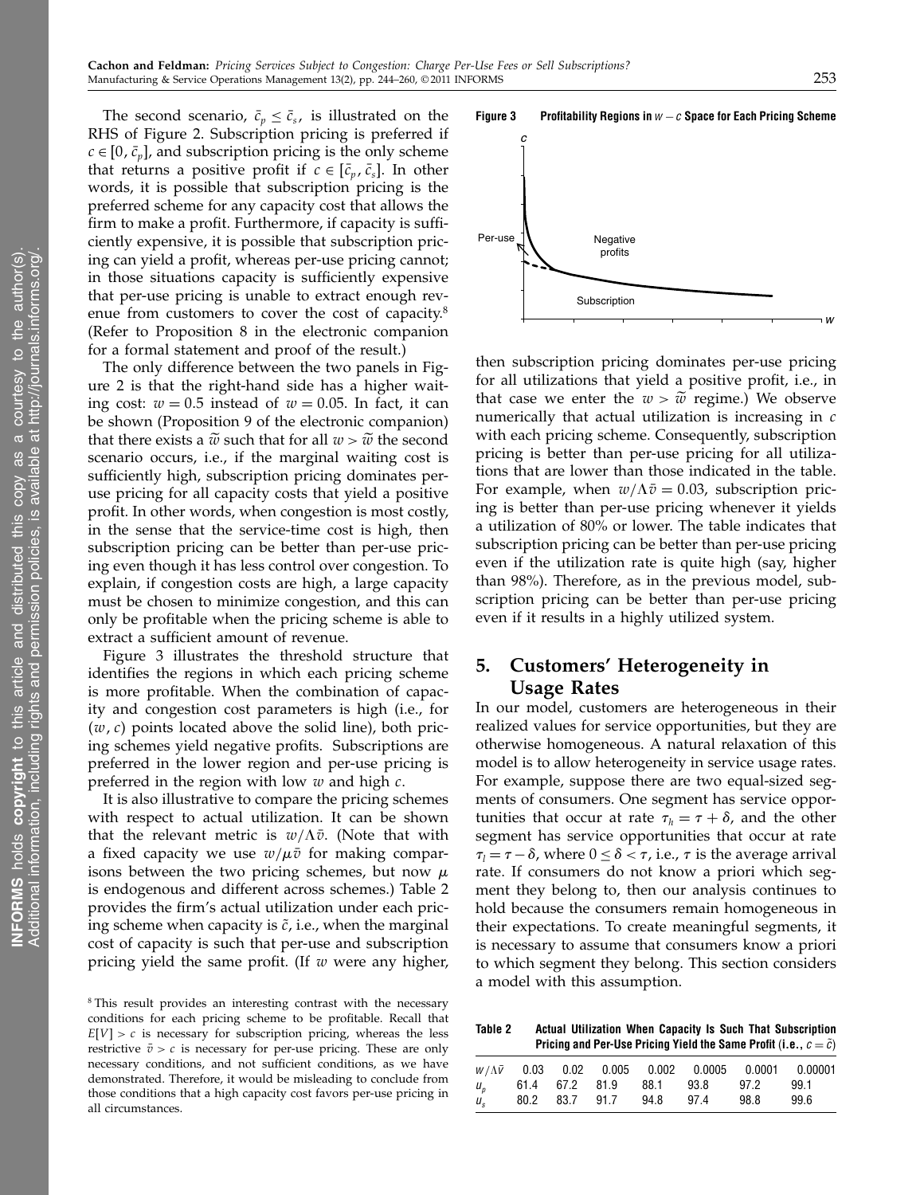The second scenario, $\bar{c}_p \leq \bar{c}_s$, is illustrated on the RHS of Figure 2. Subscription pricing is preferred if $c \in [0, \bar{c}_p]$, and subscription pricing is the only scheme that returns a positive profit if $c \in [\bar{c}_p, \bar{c}_s]$. In other words, it is possible that subscription pricing is the preferred scheme for any capacity cost that allows the firm to make a profit. Furthermore, if capacity is sufficiently expensive, it is possible that subscription pricing can yield a profit, whereas per-use pricing cannot; in those situations capacity is sufficiently expensive that per-use pricing is unable to extract enough revenue from customers to cover the cost of capacity.[8] (Refer to Proposition 8 in the electronic companion for a formal statement and proof of the result.)

The only difference between the two panels in Figure 2 is that the right-hand side has a higher waiting cost: $w = 0.5$ instead of $w = 0.05$. In fact, it can be shown (Proposition 9 of the electronic companion) that there exists a $\widetilde{w}$ such that for all $w > \widetilde{w}$ the second scenario occurs, i.e., if the marginal waiting cost is sufficiently high, subscription pricing dominates per-use pricing for all capacity costs that yield a positive profit. In other words, when congestion is most costly, in the sense that the service-time cost is high, then subscription pricing can be better than per-use pricing even though it has less control over congestion. To explain, if congestion costs are high, a large capacity must be chosen to minimize congestion, and this can only be profitable when the pricing scheme is able to extract a sufficient amount of revenue.

Figure 3 illustrates the threshold structure that identifies the regions in which each pricing scheme is more profitable. When the combination of capacity and congestion cost parameters is high (i.e., for $(w, c)$ points located above the solid line), both pricing schemes yield negative profits. Subscriptions are preferred in the lower region and per-use pricing is preferred in the region with low $w$ and high $c$.

**Figure 3** Profitability Regions in $w-c$ Space for Each Pricing Scheme

It is also illustrative to compare the pricing schemes with respect to actual utilization. It can be shown that the relevant metric is $w/\Lambda\bar{v}$. (Note that with a fixed capacity we use $w/\mu\bar{v}$ for making comparisons between the two pricing schemes, but now $\mu$ is endogenous and different across schemes.) Table 2 provides the firm's actual utilization under each pricing scheme when capacity is $\tilde{c}$, i.e., when the marginal cost of capacity is such that per-use and subscription pricing yield the same profit. (If $w$ were any higher, then subscription pricing dominates per-use pricing for all utilizations that yield a positive profit, i.e., in that case we enter the $w > \widetilde{w}$ regime.) We observe numerically that actual utilization is increasing in $c$ with each pricing scheme. Consequently, subscription pricing is better than per-use pricing for all utilizations that are lower than those indicated in the table. For example, when $w/\Lambda\bar{v} = 0.03$, subscription pricing is better than per-use pricing whenever it yields a utilization of 80% or lower. The table indicates that subscription pricing can be better than per-use pricing even if the utilization rate is quite high (say, higher than 98%). Therefore, as in the previous model, subscription pricing can be better than per-use pricing even if it results in a highly utilized system.

**Table 2** Actual Utilization When Capacity Is Such That Subscription Pricing and Per-Use Pricing Yield the Same Profit (i.e., $c = \tilde{c}$)

| $w/\Lambda\bar{v}$ | 0.03 | 0.02 | 0.005 | 0.002 | 0.0005 | 0.0001 | 0.00001 |
|---|---|---|---|---|---|---|---|
| $u_p$ | 61.4 | 67.2 | 81.9 | 88.1 | 93.8 | 97.2 | 99.1 |
| $u_s$ | 80.2 | 83.7 | 91.7 | 94.8 | 97.4 | 98.8 | 99.6 |

## 5. Customers' Heterogeneity in Usage Rates

In our model, customers are heterogeneous in their realized values for service opportunities, but they are otherwise homogeneous. A natural relaxation of this model is to allow heterogeneity in service usage rates. For example, suppose there are two equal-sized segments of consumers. One segment has service opportunities that occur at rate $\tau_h = \tau + \delta$, and the other segment has service opportunities that occur at rate $\tau_l = \tau - \delta$, where $0 \leq \delta < \tau$, i.e., $\tau$ is the average arrival rate. If consumers do not know a priori which segment they belong to, then our analysis continues to hold because the consumers remain homogeneous in their expectations. To create meaningful segments, it is necessary to assume that consumers know a priori to which segment they belong. This section considers a model with this assumption.

[8] This result provides an interesting contrast with the necessary conditions for each pricing scheme to be profitable. Recall that $E[V] > c$ is necessary for subscription pricing, whereas the less restrictive $\bar{v} > c$ is necessary for per-use pricing. These are only necessary conditions, and not sufficient conditions, as we have demonstrated. Therefore, it would be misleading to conclude from those conditions that a high capacity cost favors per-use pricing in all circumstances.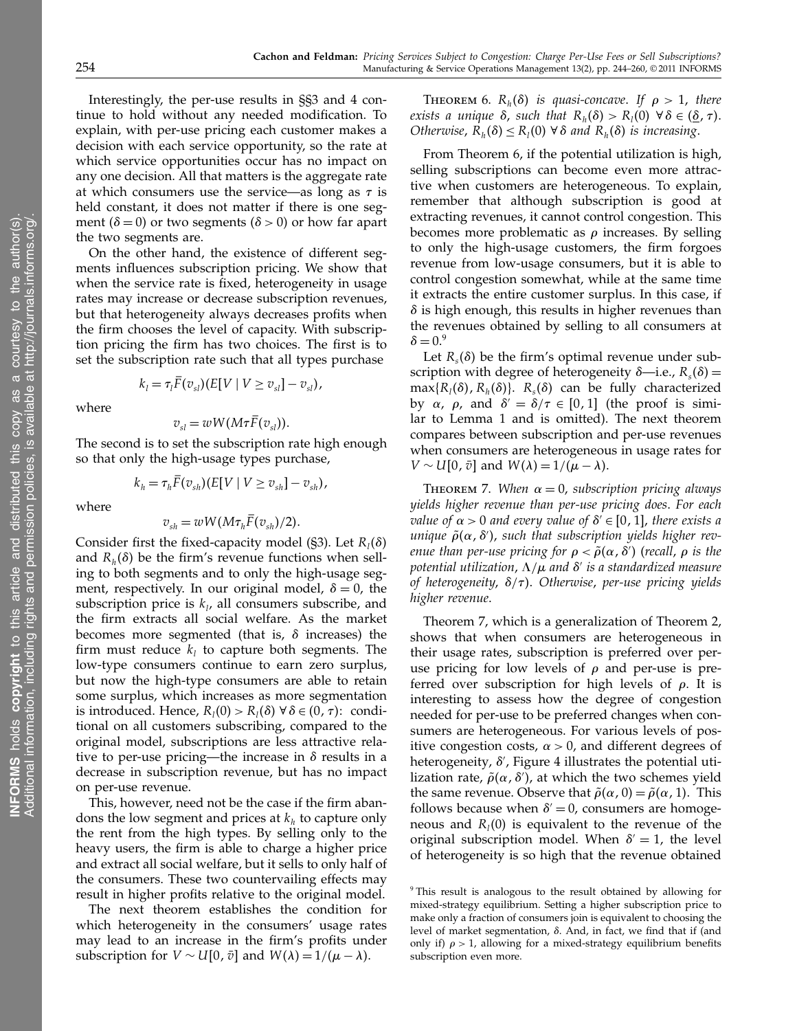Interestingly, the per-use results in §§3 and 4 continue to hold without any needed modification. To explain, with per-use pricing each customer makes a decision with each service opportunity, so the rate at which service opportunities occur has no impact on any one decision. All that matters is the aggregate rate at which consumers use the service—as long as $\tau$ is held constant, it does not matter if there is one segment ($\delta = 0$) or two segments ($\delta > 0$) or how far apart the two segments are.

On the other hand, the existence of different segments influences subscription pricing. We show that when the service rate is fixed, heterogeneity in usage rates may increase or decrease subscription revenues, but that heterogeneity always decreases profits when the firm chooses the level of capacity. With subscription pricing the firm has two choices. The first is to set the subscription rate such that all types purchase

$$k_l = \tau_l \bar{F}(v_{sl})(E[V \mid V \geq v_{sl}] - v_{sl}),$$

where

$$v_{sl} = wW(M\tau\bar{F}(v_{sl})).$$

The second is to set the subscription rate high enough so that only the high-usage types purchase,

$$k_h = \tau_h \bar{F}(v_{sh})(E[V \mid V \geq v_{sh}] - v_{sh}),$$

where

$$v_{sh} = wW(M\tau_h\bar{F}(v_{sh})/2).$$

Consider first the fixed-capacity model (§3). Let $R_l(\delta)$ and $R_h(\delta)$ be the firm's revenue functions when selling to both segments and to only the high-usage segment, respectively. In our original model, $\delta = 0$, the subscription price is $k_l$, all consumers subscribe, and the firm extracts all social welfare. As the market becomes more segmented (that is, $\delta$ increases) the firm must reduce $k_l$ to capture both segments. The low-type consumers continue to earn zero surplus, but now the high-type consumers are able to retain some surplus, which increases as more segmentation is introduced. Hence, $R_l(0) > R_l(\delta)\ \forall \delta \in (0, \tau)$: conditional on all customers subscribing, compared to the original model, subscriptions are less attractive relative to per-use pricing—the increase in $\delta$ results in a decrease in subscription revenue, but has no impact on per-use revenue.

This, however, need not be the case if the firm abandons the low segment and prices at $k_h$ to capture only the rent from the high types. By selling only to the heavy users, the firm is able to charge a higher price and extract all social welfare, but it sells to only half of the consumers. These two countervailing effects may result in higher profits relative to the original model.

The next theorem establishes the condition for which heterogeneity in the consumers' usage rates may lead to an increase in the firm's profits under subscription for $V \sim U[0, \bar{v}]$ and $W(\lambda) = 1/(\mu - \lambda)$.

**Theorem 6.** *$R_h(\delta)$ is quasi-concave. If $\rho > 1$, there exists a unique $\delta$, such that $R_h(\delta) > R_l(0)\ \forall \delta \in (\underline{\delta}, \tau)$. Otherwise, $R_h(\delta) \leq R_l(0)\ \forall \delta$ and $R_h(\delta)$ is increasing.*

From Theorem 6, if the potential utilization is high, selling subscriptions can become even more attractive when customers are heterogeneous. To explain, remember that although subscription is good at extracting revenues, it cannot control congestion. This becomes more problematic as $\rho$ increases. By selling to only the high-usage customers, the firm forgoes revenue from low-usage consumers, but it is able to control congestion somewhat, while at the same time it extracts the entire customer surplus. In this case, if $\delta$ is high enough, this results in higher revenues than the revenues obtained by selling to all consumers at $\delta = 0$.[9]

Let $R_s(\delta)$ be the firm's optimal revenue under subscription with degree of heterogeneity $\delta$—i.e., $R_s(\delta) = \max\{R_l(\delta), R_h(\delta)\}$. $R_s(\delta)$ can be fully characterized by $\alpha$, $\rho$, and $\delta' = \delta/\tau \in [0, 1]$ (the proof is similar to Lemma 1 and is omitted). The next theorem compares between subscription and per-use revenues when consumers are heterogeneous in usage rates for $V \sim U[0, \bar{v}]$ and $W(\lambda) = 1/(\mu - \lambda)$.

**Theorem 7.** *When $\alpha = 0$, subscription pricing always yields higher revenue than per-use pricing does. For each value of $\alpha > 0$ and every value of $\delta' \in [0, 1]$, there exists a unique $\tilde{\rho}(\alpha, \delta')$, such that subscription yields higher revenue than per-use pricing for $\rho < \tilde{\rho}(\alpha, \delta')$ (recall, $\rho$ is the potential utilization, $\Lambda/\mu$ and $\delta'$ is a standardized measure of heterogeneity, $\delta/\tau$). Otherwise, per-use pricing yields higher revenue.*

Theorem 7, which is a generalization of Theorem 2, shows that when consumers are heterogeneous in their usage rates, subscription is preferred over per-use pricing for low levels of $\rho$ and per-use is preferred over subscription for high levels of $\rho$. It is interesting to assess how the degree of congestion needed for per-use to be preferred changes when consumers are heterogeneous. For various levels of positive congestion costs, $\alpha > 0$, and different degrees of heterogeneity, $\delta'$, Figure 4 illustrates the potential utilization rate, $\tilde{\rho}(\alpha, \delta')$, at which the two schemes yield the same revenue. Observe that $\tilde{\rho}(\alpha, 0) = \tilde{\rho}(\alpha, 1)$. This follows because when $\delta' = 0$, consumers are homogeneous and $R_l(0)$ is equivalent to the revenue of the original subscription model. When $\delta' = 1$, the level of heterogeneity is so high that the revenue obtained

[9] This result is analogous to the result obtained by allowing for mixed-strategy equilibrium. Setting a higher subscription price to make only a fraction of consumers join is equivalent to choosing the level of market segmentation, $\delta$. And, in fact, we find that if (and only if) $\rho > 1$, allowing for a mixed-strategy equilibrium benefits subscription even more.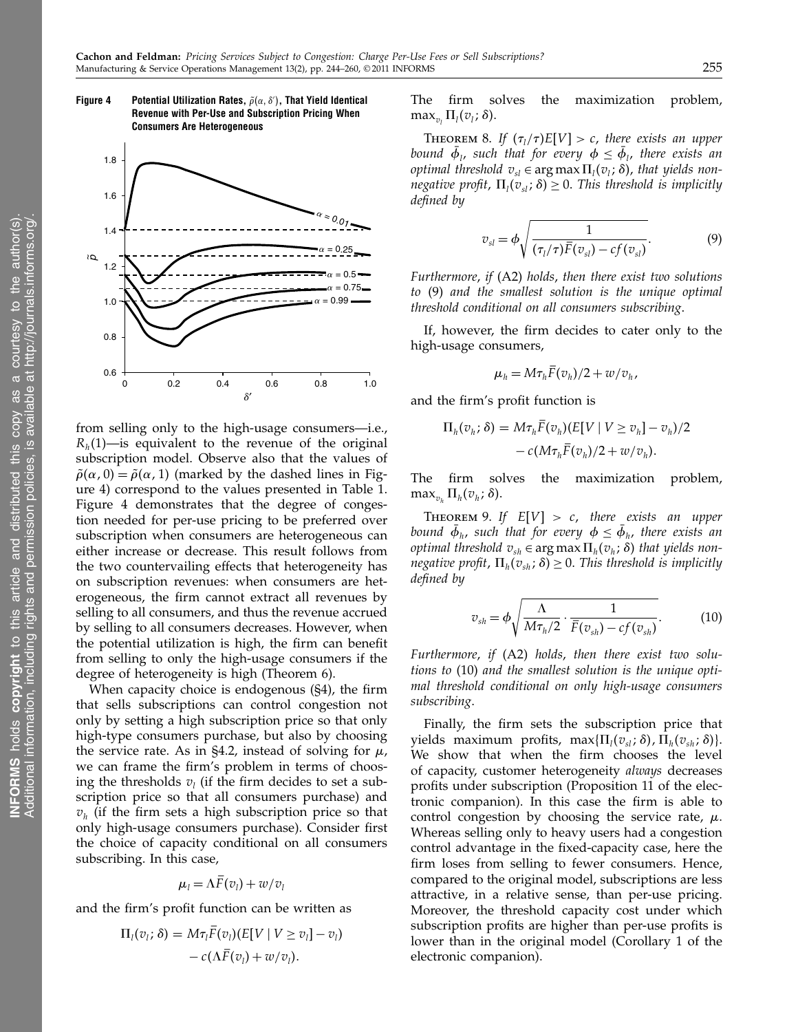**Figure 4** Potential Utilization Rates, $\tilde{\rho}(\alpha, \delta')$, That Yield Identical Revenue with Per-Use and Subscription Pricing When Consumers Are Heterogeneous

from selling only to the high-usage consumers—i.e., $R_h(1)$—is equivalent to the revenue of the original subscription model. Observe also that the values of $\tilde{\rho}(\alpha, 0) = \tilde{\rho}(\alpha, 1)$ (marked by the dashed lines in Figure 4) correspond to the values presented in Table 1. Figure 4 demonstrates that the degree of congestion needed for per-use pricing to be preferred over subscription when consumers are heterogeneous can either increase or decrease. This result follows from the two countervailing effects that heterogeneity has on subscription revenues: when consumers are heterogeneous, the firm cannot extract all revenues by selling to all consumers, and thus the revenue accrued by selling to all consumers decreases. However, when the potential utilization is high, the firm can benefit from selling to only the high-usage consumers if the degree of heterogeneity is high (Theorem 6).

When capacity choice is endogenous (§4), the firm that sells subscriptions can control congestion not only by setting a high subscription price so that only high-type consumers purchase, but also by choosing the service rate. As in §4.2, instead of solving for $\mu$, we can frame the firm's problem in terms of choosing the thresholds $v_l$ (if the firm decides to set a subscription price so that all consumers purchase) and $v_h$ (if the firm sets a high subscription price so that only high-usage consumers purchase). Consider first the choice of capacity conditional on all consumers subscribing. In this case,

$$\mu_l = \Lambda \bar{F}(v_l) + w/v_l$$

and the firm's profit function can be written as

$$\Pi_l(v_l; \delta) = M\tau_l \bar{F}(v_l)(E[V \mid V \geq v_l] - v_l) - c(\Lambda \bar{F}(v_l) + w/v_l).$$

The firm solves the maximization problem, $\max_{v_l} \Pi_l(v_l; \delta)$.

**Theorem 8.** *If $(\tau_l/\tau)E[V] > c$, there exists an upper bound $\bar{\phi}_l$, such that for every $\phi \leq \bar{\phi}_l$, there exists an optimal threshold $v_{sl} \in \arg\max \Pi_l(v_l; \delta)$, that yields nonnegative profit, $\Pi_l(v_{sl}; \delta) \geq 0$. This threshold is implicitly defined by*

$$v_{sl} = \phi \sqrt{\frac{1}{(\tau_l/\tau)\bar{F}(v_{sl}) - cf(v_{sl})}}. \tag{9}$$

*Furthermore, if* (A2) *holds, then there exist two solutions to* (9) *and the smallest solution is the unique optimal threshold conditional on all consumers subscribing.*

If, however, the firm decides to cater only to the high-usage consumers,

$$\mu_h = M\tau_h \bar{F}(v_h)/2 + w/v_h,$$

and the firm's profit function is

$$\Pi_h(v_h; \delta) = M\tau_h \bar{F}(v_h)(E[V \mid V \geq v_h] - v_h)/2 - c(M\tau_h \bar{F}(v_h)/2 + w/v_h).$$

The firm solves the maximization problem, $\max_{v_h} \Pi_h(v_h; \delta)$.

**Theorem 9.** *If $E[V] > c$, there exists an upper bound $\bar{\phi}_h$, such that for every $\phi \leq \bar{\phi}_h$, there exists an optimal threshold $v_{sh} \in \arg\max \Pi_h(v_h; \delta)$ that yields nonnegative profit, $\Pi_h(v_{sh}; \delta) \geq 0$. This threshold is implicitly defined by*

$$v_{sh} = \phi \sqrt{\frac{\Lambda}{M\tau_h/2} \cdot \frac{1}{\bar{F}(v_{sh}) - cf(v_{sh})}}. \tag{10}$$

*Furthermore, if* (A2) *holds, then there exist two solutions to* (10) *and the smallest solution is the unique optimal threshold conditional on only high-usage consumers subscribing.*

Finally, the firm sets the subscription price that yields maximum profits, $\max\{\Pi_l(v_{sl}; \delta), \Pi_h(v_{sh}; \delta)\}$. We show that when the firm chooses the level of capacity, customer heterogeneity *always* decreases profits under subscription (Proposition 11 of the electronic companion). In this case the firm is able to control congestion by choosing the service rate, $\mu$. Whereas selling only to heavy users had a congestion control advantage in the fixed-capacity case, here the firm loses from selling to fewer consumers. Hence, compared to the original model, subscriptions are less attractive, in a relative sense, than per-use pricing. Moreover, the threshold capacity cost under which subscription profits are higher than per-use profits is lower than in the original model (Corollary 1 of the electronic companion).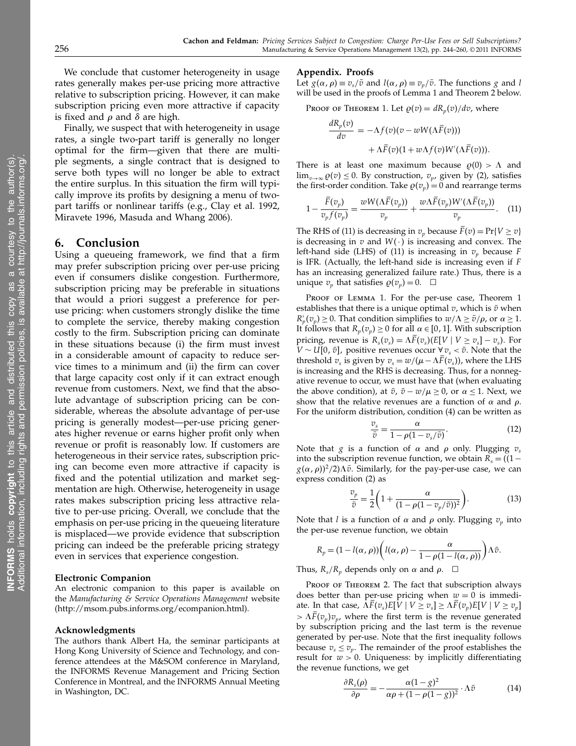We conclude that customer heterogeneity in usage rates generally makes per-use pricing more attractive relative to subscription pricing. However, it can make subscription pricing even more attractive if capacity is fixed and $\rho$ and $\delta$ are high.

Finally, we suspect that with heterogeneity in usage rates, a single two-part tariff is generally no longer optimal for the firm—given that there are multiple segments, a single contract that is designed to serve both types will no longer be able to extract the entire surplus. In this situation the firm will typically improve its profits by designing a menu of two-part tariffs or nonlinear tariffs (e.g., Clay et al. 1992, Miravete 1996, Masuda and Whang 2006).

## 6. Conclusion

Using a queueing framework, we find that a firm may prefer subscription pricing over per-use pricing even if consumers dislike congestion. Furthermore, subscription pricing may be preferable in situations that would a priori suggest a preference for per-use pricing: when customers strongly dislike the time to complete the service, thereby making congestion costly to the firm. Subscription pricing can dominate in these situations because (i) the firm must invest in a considerable amount of capacity to reduce service times to a minimum and (ii) the firm can cover that large capacity cost only if it can extract enough revenue from customers. Next, we find that the absolute advantage of subscription pricing can be considerable, whereas the absolute advantage of per-use pricing is generally modest—per-use pricing generates higher revenue or earns higher profit only when revenue or profit is reasonably low. If customers are heterogeneous in their service rates, subscription pricing can become even more attractive if capacity is fixed and the potential utilization and market segmentation are high. Otherwise, heterogeneity in usage rates makes subscription pricing less attractive relative to per-use pricing. Overall, we conclude that the emphasis on per-use pricing in the queueing literature is misplaced—we provide evidence that subscription pricing can indeed be the preferable pricing strategy even in services that experience congestion.

### Electronic Companion

An electronic companion to this paper is available on the *Manufacturing & Service Operations Management* website (http://msom.pubs.informs.org/ecompanion.html).

### Acknowledgments

The authors thank Albert Ha, the seminar participants at Hong Kong University of Science and Technology, and conference attendees at the M&SOM conference in Maryland, the INFORMS Revenue Management and Pricing Section Conference in Montreal, and the INFORMS Annual Meeting in Washington, DC.

### Appendix. Proofs

Let $g(\alpha,\rho) \equiv v_s/\bar{v}$ and $l(\alpha,\rho) \equiv v_p/\bar{v}$. The functions $g$ and $l$ will be used in the proofs of Lemma 1 and Theorem 2 below.

Proof of Theorem 1. Let $\varrho(v) = dR_p(v)/dv$, where

$$\frac{dR_p(v)}{dv} = -\Lambda f(v)(v - wW(\Lambda\bar{F}(v))) + \Lambda\bar{F}(v)(1 + w\Lambda f(v)W'(\Lambda\bar{F}(v))).$$

There is at least one maximum because $\varrho(0) > \Lambda$ and $\lim_{v\to\infty}\varrho(v) \le 0$. By construction, $v_p$, given by (2), satisfies the first-order condition. Take $\varrho(v_p) = 0$ and rearrange terms

$$1 - \frac{\bar{F}(v_p)}{v_p f(v_p)} = \frac{wW(\Lambda\bar{F}(v_p))}{v_p} + \frac{w\Lambda\bar{F}(v_p)W'(\Lambda\bar{F}(v_p))}{v_p}. \quad (11)$$

The RHS of (11) is decreasing in $v_p$ because $\bar{F}(v) = \Pr\{V \ge v\}$ is decreasing in $v$ and $W(\cdot)$ is increasing and convex. The left-hand side (LHS) of (11) is increasing in $v_p$ because $F$ is IFR. (Actually, the left-hand side is increasing even if $F$ has an increasing generalized failure rate.) Thus, there is a unique $v_p$ that satisfies $\varrho(v_p) = 0$. $\square$

Proof of Lemma 1. For the per-use case, Theorem 1 establishes that there is a unique optimal $v$, which is $\bar{v}$ when $R'_p(v_p) \ge 0$. That condition simplifies to $w/\Lambda \ge \bar{v}/\rho$, or $\alpha \ge 1$. It follows that $R_p(v_p) \ge 0$ for all $\alpha \in [0,1]$. With subscription pricing, revenue is $R_s(v_s) = \Lambda\bar{F}(v_s)(E[V \mid V \ge v_s] - v_s)$. For $V \sim U[0,\bar{v}]$, positive revenues occur $\forall\, v_s < \bar{v}$. Note that the threshold $v_s$ is given by $v_s = w/(\mu - \Lambda\bar{F}(v_s))$, where the LHS is increasing and the RHS is decreasing. Thus, for a nonnegative revenue to occur, we must have that (when evaluating the above condition), at $\bar{v}$, $\bar{v} - w/\mu \ge 0$, or $\alpha \le 1$. Next, we show that the relative revenues are a function of $\alpha$ and $\rho$. For the uniform distribution, condition (4) can be written as

$$\frac{v_s}{\bar{v}} = \frac{\alpha}{1 - \rho(1 - v_s/\bar{v})}. \quad (12)$$

Note that $g$ is a function of $\alpha$ and $\rho$ only. Plugging $v_s$ into the subscription revenue function, we obtain $R_s = ((1 - g(\alpha,\rho))^2/2)\Lambda\bar{v}$. Similarly, for the pay-per-use case, we can express condition (2) as

$$\frac{v_p}{\bar{v}} = \frac{1}{2}\left(1 + \frac{\alpha}{(1 - \rho(1 - v_p/\bar{v}))^2}\right). \quad (13)$$

Note that $l$ is a function of $\alpha$ and $\rho$ only. Plugging $v_p$ into the per-use revenue function, we obtain

$$R_p = (1 - l(\alpha,\rho))\left(l(\alpha,\rho) - \frac{\alpha}{1 - \rho(1 - l(\alpha,\rho))}\right)\Lambda\bar{v}.$$

Thus, $R_s/R_p$ depends only on $\alpha$ and $\rho$. $\square$

Proof of Theorem 2. The fact that subscription always does better than per-use pricing when $w = 0$ is immediate. In that case, $\Lambda\bar{F}(v_s)E[V \mid V \ge v_s] \ge \Lambda\bar{F}(v_p)E[V \mid V \ge v_p] > \Lambda\bar{F}(v_p)v_p$, where the first term is the revenue generated by subscription pricing and the last term is the revenue generated by per-use. Note that the first inequality follows because $v_s \le v_p$. The remainder of the proof establishes the result for $w > 0$. Uniqueness: by implicitly differentiating the revenue functions, we get

$$\frac{\partial R_s(\rho)}{\partial\rho} = -\frac{\alpha(1-g)^2}{\alpha\rho + (1 - \rho(1-g))^2}\cdot\Lambda\bar{v} \quad (14)$$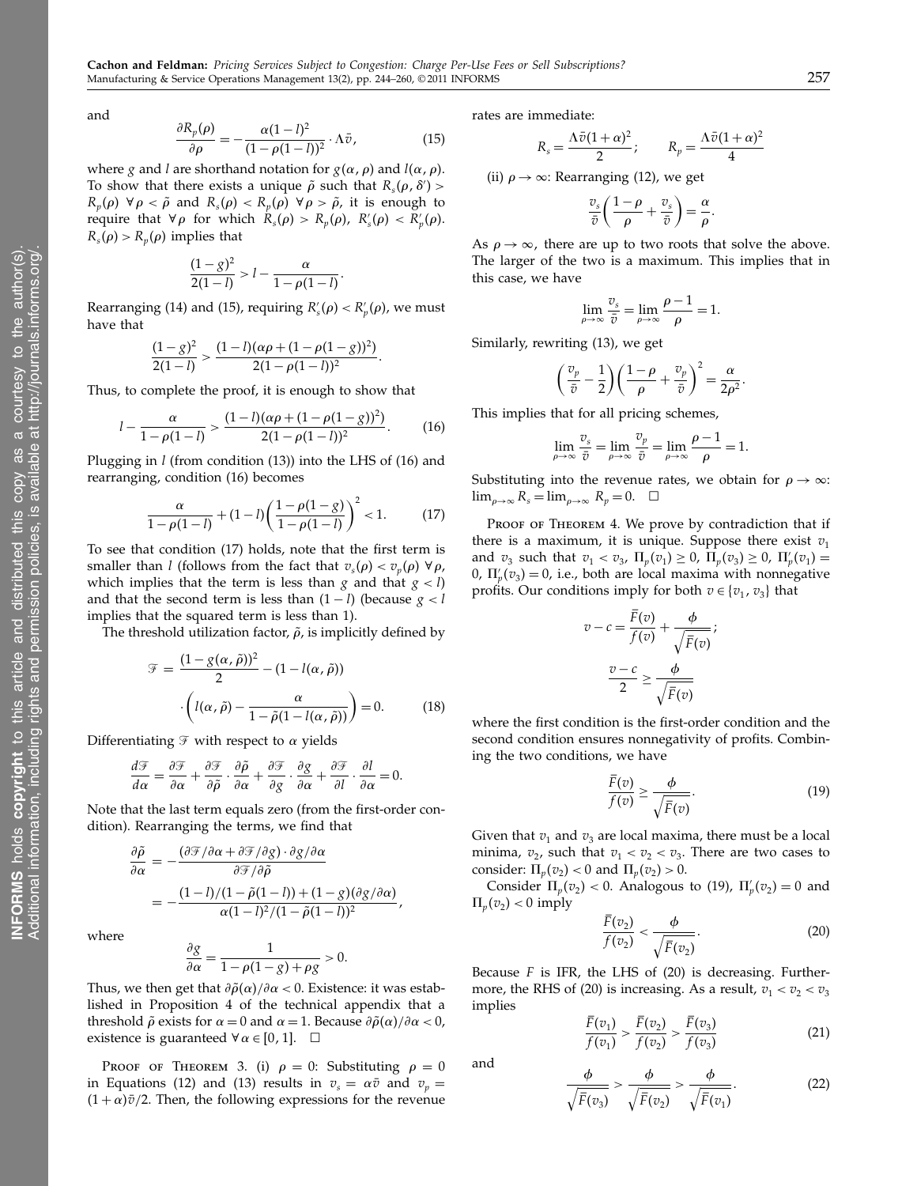and

$$\frac{\partial R_p(\rho)}{\partial \rho} = -\frac{\alpha(1-l)^2}{(1-\rho(1-l))^2} \cdot \Lambda \bar{v}, \tag{15}$$

where $g$ and $l$ are shorthand notation for $g(\alpha, \rho)$ and $l(\alpha, \rho)$. To show that there exists a unique $\tilde{\rho}$ such that $R_s(\rho, \delta') > R_p(\rho)\ \forall \rho < \tilde{\rho}$ and $R_s(\rho) < R_p(\rho)\ \forall \rho > \tilde{\rho}$, it is enough to require that $\forall \rho$ for which $R_s(\rho) > R_p(\rho)$, $R_s'(\rho) < R_p'(\rho)$. $R_s(\rho) > R_p(\rho)$ implies that

$$\frac{(1-g)^2}{2(1-l)} > l - \frac{\alpha}{1-\rho(1-l)}.$$

Rearranging (14) and (15), requiring $R_s'(\rho) < R_p'(\rho)$, we must have that

$$\frac{(1-g)^2}{2(1-l)} > \frac{(1-l)(\alpha\rho + (1-\rho(1-g))^2)}{2(1-\rho(1-l))^2}.$$

Thus, to complete the proof, it is enough to show that

$$l - \frac{\alpha}{1-\rho(1-l)} > \frac{(1-l)(\alpha\rho + (1-\rho(1-g))^2)}{2(1-\rho(1-l))^2}. \tag{16}$$

Plugging in $l$ (from condition (13)) into the LHS of (16) and rearranging, condition (16) becomes

$$\frac{\alpha}{1-\rho(1-l)} + (1-l)\left(\frac{1-\rho(1-g)}{1-\rho(1-l)}\right)^2 < 1. \tag{17}$$

To see that condition (17) holds, note that the first term is smaller than $l$ (follows from the fact that $v_s(\rho) < v_p(\rho)\ \forall \rho$, which implies that the term is less than $g$ and that $g < l$) and that the second term is less than $(1-l)$ (because $g < l$ implies that the squared term is less than 1).

The threshold utilization factor, $\tilde{\rho}$, is implicitly defined by

$$\mathcal{F} = \frac{(1-g(\alpha, \tilde{\rho}))^2}{2} - (1-l(\alpha, \tilde{\rho})) \cdot \left(l(\alpha, \tilde{\rho}) - \frac{\alpha}{1-\tilde{\rho}(1-l(\alpha, \tilde{\rho}))}\right) = 0. \tag{18}$$

Differentiating $\mathcal{F}$ with respect to $\alpha$ yields

$$\frac{d\mathcal{F}}{d\alpha} = \frac{\partial \mathcal{F}}{\partial \alpha} + \frac{\partial \mathcal{F}}{\partial \tilde{\rho}} \cdot \frac{\partial \tilde{\rho}}{\partial \alpha} + \frac{\partial \mathcal{F}}{\partial g} \cdot \frac{\partial g}{\partial \alpha} + \frac{\partial \mathcal{F}}{\partial l} \cdot \frac{\partial l}{\partial \alpha} = 0.$$

Note that the last term equals zero (from the first-order condition). Rearranging the terms, we find that

$$\frac{\partial \tilde{\rho}}{\partial \alpha} = -\frac{(\partial \mathcal{F}/\partial \alpha + \partial \mathcal{F}/\partial g) \cdot \partial g/\partial \alpha}{\partial \mathcal{F}/\partial \tilde{\rho}}$$
$$= -\frac{(1-l)/(1-\tilde{\rho}(1-l)) + (1-g)(\partial g/\partial \alpha)}{\alpha(1-l)^2/(1-\tilde{\rho}(1-l))^2},$$

where

$$\frac{\partial g}{\partial \alpha} = \frac{1}{1-\rho(1-g)+\rho g} > 0.$$

Thus, we then get that $\partial \tilde{\rho}(\alpha)/\partial \alpha < 0$. Existence: it was established in Proposition 4 of the technical appendix that a threshold $\tilde{\rho}$ exists for $\alpha = 0$ and $\alpha = 1$. Because $\partial \tilde{\rho}(\alpha)/\partial \alpha < 0$, existence is guaranteed $\forall \alpha \in [0, 1]$. $\square$

Proof of Theorem 3. (i) $\rho = 0$: Substituting $\rho = 0$ in Equations (12) and (13) results in $v_s = \alpha \bar{v}$ and $v_p = (1+\alpha)\bar{v}/2$. Then, the following expressions for the revenue rates are immediate:

$$R_s = \frac{\Lambda \bar{v}(1+\alpha)^2}{2}; \qquad R_p = \frac{\Lambda \bar{v}(1+\alpha)^2}{4}$$

(ii) $\rho \to \infty$: Rearranging (12), we get

$$\frac{v_s}{\bar{v}}\left(\frac{1-\rho}{\rho} + \frac{v_s}{\bar{v}}\right) = \frac{\alpha}{\rho}.$$

As $\rho \to \infty$, there are up to two roots that solve the above. The larger of the two is a maximum. This implies that in this case, we have

$$\lim_{\rho \to \infty} \frac{v_s}{\bar{v}} = \lim_{\rho \to \infty} \frac{\rho - 1}{\rho} = 1.$$

Similarly, rewriting (13), we get

$$\left(\frac{v_p}{\bar{v}} - \frac{1}{2}\right)\left(\frac{1-\rho}{\rho} + \frac{v_p}{\bar{v}}\right)^2 = \frac{\alpha}{2\rho^2}.$$

This implies that for all pricing schemes,

$$\lim_{\rho \to \infty} \frac{v_s}{\bar{v}} = \lim_{\rho \to \infty} \frac{v_p}{\bar{v}} = \lim_{\rho \to \infty} \frac{\rho - 1}{\rho} = 1.$$

Substituting into the revenue rates, we obtain for $\rho \to \infty$: $\lim_{\rho \to \infty} R_s = \lim_{\rho \to \infty} R_p = 0$. $\square$

Proof of Theorem 4. We prove by contradiction that if there is a maximum, it is unique. Suppose there exist $v_1$ and $v_3$ such that $v_1 < v_3$, $\Pi_p(v_1) \geq 0$, $\Pi_p(v_3) \geq 0$, $\Pi_p'(v_1) = 0$, $\Pi_p'(v_3) = 0$, i.e., both are local maxima with nonnegative profits. Our conditions imply for both $v \in \{v_1, v_3\}$ that

$$v - c = \frac{\bar{F}(v)}{f(v)} + \frac{\phi}{\sqrt{\bar{F}(v)}};$$
$$\frac{v-c}{2} \geq \frac{\phi}{\sqrt{\bar{F}(v)}}$$

where the first condition is the first-order condition and the second condition ensures nonnegativity of profits. Combining the two conditions, we have

$$\frac{\bar{F}(v)}{f(v)} \geq \frac{\phi}{\sqrt{\bar{F}(v)}}. \tag{19}$$

Given that $v_1$ and $v_3$ are local maxima, there must be a local minima, $v_2$, such that $v_1 < v_2 < v_3$. There are two cases to consider: $\Pi_p(v_2) < 0$ and $\Pi_p(v_2) > 0$.

Consider $\Pi_p(v_2) < 0$. Analogous to (19), $\Pi_p'(v_2) = 0$ and $\Pi_p(v_2) < 0$ imply

$$\frac{\bar{F}(v_2)}{f(v_2)} < \frac{\phi}{\sqrt{\bar{F}(v_2)}}. \tag{20}$$

Because $F$ is IFR, the LHS of (20) is decreasing. Furthermore, the RHS of (20) is increasing. As a result, $v_1 < v_2 < v_3$ implies

$$\frac{\bar{F}(v_1)}{f(v_1)} > \frac{\bar{F}(v_2)}{f(v_2)} > \frac{\bar{F}(v_3)}{f(v_3)} \tag{21}$$

and

$$\frac{\phi}{\sqrt{\bar{F}(v_3)}} > \frac{\phi}{\sqrt{\bar{F}(v_2)}} > \frac{\phi}{\sqrt{\bar{F}(v_1)}}. \tag{22}$$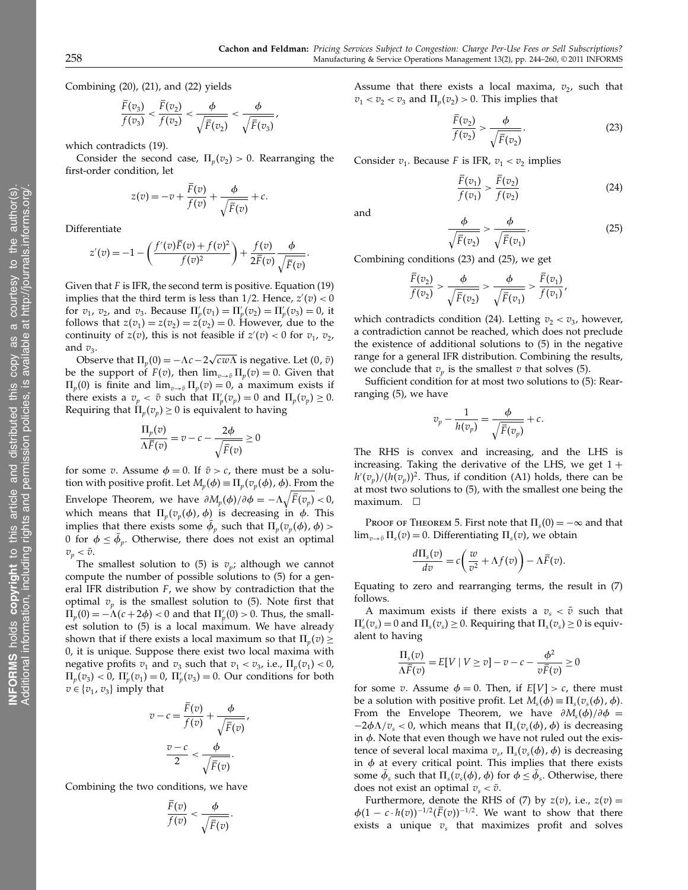Combining (20), (21), and (22) yields

$$\frac{\bar{F}(v_3)}{f(v_3)} < \frac{\bar{F}(v_2)}{f(v_2)} < \frac{\phi}{\sqrt{\bar{F}(v_2)}} < \frac{\phi}{\sqrt{\bar{F}(v_3)}},$$

which contradicts (19).

Consider the second case, $\Pi_p(v_2) > 0$. Rearranging the first-order condition, let

$$z(v) = -v + \frac{\bar{F}(v)}{f(v)} + \frac{\phi}{\sqrt{\bar{F}(v)}} + c.$$

Differentiate

$$z'(v) = -1 - \left(\frac{f'(v)\bar{F}(v) + f(v)^2}{f(v)^2}\right) + \frac{f(v)}{2\bar{F}(v)}\frac{\phi}{\sqrt{\bar{F}(v)}}.$$

Given that $F$ is IFR, the second term is positive. Equation (19) implies that the third term is less than 1/2. Hence, $z'(v) < 0$ for $v_1$, $v_2$, and $v_3$. Because $\Pi'_p(v_1) = \Pi'_p(v_2) = \Pi'_p(v_3) = 0$, it follows that $z(v_1) = z(v_2) = z(v_2) = 0$. However, due to the continuity of $z(v)$, this is not feasible if $z'(v) < 0$ for $v_1$, $v_2$, and $v_3$.

Observe that $\Pi_p(0) = -\Lambda c - 2\sqrt{cw\Lambda}$ is negative. Let $(0, \bar{v})$ be the support of $F(v)$, then $\lim_{v\to\bar{v}} \Pi_p(v) = 0$. Given that $\Pi_p(0)$ is finite and $\lim_{v\to\bar{v}} \Pi_p(v) = 0$, a maximum exists if there exists a $v_p < \bar{v}$ such that $\Pi'_p(v_p) = 0$ and $\Pi_p(v_p) \geq 0$. Requiring that $\Pi_p(v_p) \geq 0$ is equivalent to having

$$\frac{\Pi_p(v)}{\Lambda\bar{F}(v)} = v - c - \frac{2\phi}{\sqrt{\bar{F}(v)}} \geq 0$$

for some $v$. Assume $\phi = 0$. If $\bar{v} > c$, there must be a solution with positive profit. Let $M_p(\phi) \equiv \Pi_p(v_p(\phi), \phi)$. From the Envelope Theorem, we have $\partial M_p(\phi)/\partial\phi = -\Lambda\sqrt{\bar{F}(v_p)} < 0$, which means that $\Pi_p(v_p(\phi), \phi)$ is decreasing in $\phi$. This implies that there exists some $\bar{\phi}_p$ such that $\Pi_p(v_p(\phi), \phi) > 0$ for $\phi \leq \bar{\phi}_p$. Otherwise, there does not exist an optimal $v_p < \bar{v}$.

The smallest solution to (5) is $v_p$; although we cannot compute the number of possible solutions to (5) for a general IFR distribution $F$, we show by contradiction that the optimal $v_p$ is the smallest solution to (5). Note first that $\Pi_p(0) = -\Lambda(c + 2\phi) < 0$ and that $\Pi'_p(0) > 0$. Thus, the smallest solution to (5) is a local maximum. We have already shown that if there exists a local maximum so that $\Pi_p(v) \geq 0$, it is unique. Suppose there exist two local maxima with negative profits $v_1$ and $v_3$ such that $v_1 < v_3$, i.e., $\Pi_p(v_1) < 0$, $\Pi_p(v_3) < 0$, $\Pi'_p(v_1) = 0$, $\Pi'_p(v_3) = 0$. Our conditions for both $v \in \{v_1, v_3\}$ imply that

$$v - c = \frac{\bar{F}(v)}{f(v)} + \frac{\phi}{\sqrt{\bar{F}(v)}},$$

$$\frac{v - c}{2} < \frac{\phi}{\sqrt{\bar{F}(v)}}.$$

Combining the two conditions, we have

$$\frac{\bar{F}(v)}{f(v)} < \frac{\phi}{\sqrt{\bar{F}(v)}}.$$

Assume that there exists a local maxima, $v_2$, such that $v_1 < v_2 < v_3$ and $\Pi_p(v_2) > 0$. This implies that

$$\frac{\bar{F}(v_2)}{f(v_2)} > \frac{\phi}{\sqrt{\bar{F}(v_2)}}. \tag{23}$$

Consider $v_1$. Because $F$ is IFR, $v_1 < v_2$ implies

$$\frac{\bar{F}(v_1)}{f(v_1)} > \frac{\bar{F}(v_2)}{f(v_2)} \tag{24}$$

and

$$\frac{\phi}{\sqrt{\bar{F}(v_2)}} > \frac{\phi}{\sqrt{\bar{F}(v_1)}}. \tag{25}$$

Combining conditions (23) and (25), we get

$$\frac{\bar{F}(v_2)}{f(v_2)} > \frac{\phi}{\sqrt{\bar{F}(v_2)}} > \frac{\phi}{\sqrt{\bar{F}(v_1)}} > \frac{\bar{F}(v_1)}{f(v_1)},$$

which contradicts condition (24). Letting $v_2 < v_3$, however, a contradiction cannot be reached, which does not preclude the existence of additional solutions to (5) in the negative range for a general IFR distribution. Combining the results, we conclude that $v_p$ is the smallest $v$ that solves (5).

Sufficient condition for at most two solutions to (5): Rearranging (5), we have

$$v_p - \frac{1}{h(v_p)} = \frac{\phi}{\sqrt{\bar{F}(v_p)}} + c.$$

The RHS is convex and increasing, and the LHS is increasing. Taking the derivative of the LHS, we get $1 + h'(v_p)/(h(v_p))^2$. Thus, if condition (A1) holds, there can be at most two solutions to (5), with the smallest one being the maximum. □

Proof of Theorem 5. First note that $\Pi_s(0) = -\infty$ and that $\lim_{v\to\bar{v}} \Pi_s(v) = 0$. Differentiating $\Pi_s(v)$, we obtain

$$\frac{d\Pi_s(v)}{dv} = c\left(\frac{w}{v^2} + \Lambda f(v)\right) - \Lambda\bar{F}(v).$$

Equating to zero and rearranging terms, the result in (7) follows.

A maximum exists if there exists a $v_s < \bar{v}$ such that $\Pi'_s(v_s) = 0$ and $\Pi_s(v_s) \geq 0$. Requiring that $\Pi_s(v_s) \geq 0$ is equivalent to having

$$\frac{\Pi_s(v)}{\Lambda\bar{F}(v)} = E[V \mid V \geq v] - v - c - \frac{\phi^2}{v\bar{F}(v)} \geq 0$$

for some $v$. Assume $\phi = 0$. Then, if $E[V] > c$, there must be a solution with positive profit. Let $M_s(\phi) \equiv \Pi_s(v_s(\phi), \phi)$. From the Envelope Theorem, we have $\partial M_s(\phi)/\partial\phi = -2\phi\Lambda/v_s < 0$, which means that $\Pi_s(v_s(\phi), \phi)$ is decreasing in $\phi$. Note that even though we have not ruled out the existence of several local maxima $v_s$, $\Pi_s(v_s(\phi), \phi)$ is decreasing in $\phi$ at every critical point. This implies that there exists some $\bar{\phi}_s$ such that $\Pi_s(v_s(\phi), \phi)$ for $\phi \leq \bar{\phi}_s$. Otherwise, there does not exist an optimal $v_s < \bar{v}$.

Furthermore, denote the RHS of (7) by $z(v)$, i.e., $z(v) = \phi(1 - c\cdot h(v))^{-1/2}(\bar{F}(v))^{-1/2}$. We want to show that there exists a unique $v_s$ that maximizes profit and solves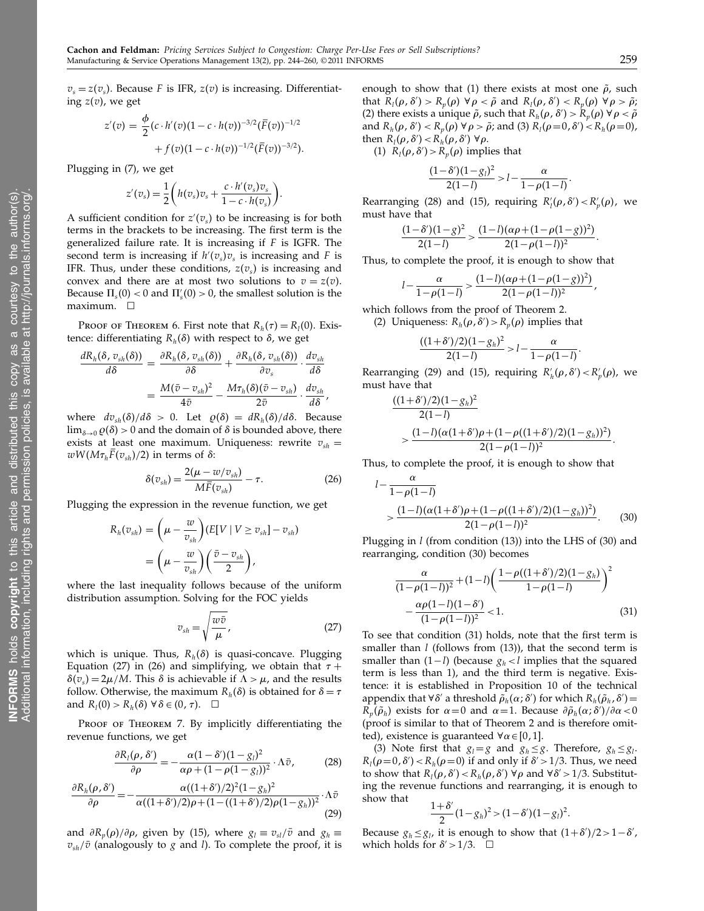$v_s = z(v_s)$. Because $F$ is IFR, $z(v)$ is increasing. Differentiating $z(v)$, we get

$$z'(v) = \frac{\phi}{2}(c \cdot h'(v)(1-c\cdot h(v))^{-3/2}(\bar{F}(v))^{-1/2} + f(v)(1-c\cdot h(v))^{-1/2}(\bar{F}(v))^{-3/2}).$$

Plugging in (7), we get

$$z'(v_s) = \frac{1}{2}\left(h(v_s)v_s + \frac{c\cdot h'(v_s)v_s}{1-c\cdot h(v_s)}\right).$$

A sufficient condition for $z'(v_s)$ to be increasing is for both terms in the brackets to be increasing. The first term is the generalized failure rate. It is increasing if $F$ is IGFR. The second term is increasing if $h'(v_s)v_s$ is increasing and $F$ is IFR. Thus, under these conditions, $z(v_s)$ is increasing and convex and there are at most two solutions to $v = z(v)$. Because $\Pi_s(0) < 0$ and $\Pi_s'(0) > 0$, the smallest solution is the maximum. $\square$

Proof of Theorem 6. First note that $R_h(\tau) = R_l(0)$. Existence: differentiating $R_h(\delta)$ with respect to $\delta$, we get

$$\frac{dR_h(\delta, v_{sh}(\delta))}{d\delta} = \frac{\partial R_h(\delta, v_{sh}(\delta))}{\partial \delta} + \frac{\partial R_h(\delta, v_{sh}(\delta))}{\partial v_s}\cdot\frac{dv_{sh}}{d\delta} = \frac{M(\bar{v}-v_{sh})^2}{4\bar{v}} - \frac{M\tau_h(\delta)(\bar{v}-v_{sh})}{2\bar{v}}\cdot\frac{dv_{sh}}{d\delta},$$

where $dv_{sh}(\delta)/d\delta > 0$. Let $\varrho(\delta) = dR_h(\delta)/d\delta$. Because $\lim_{\delta\to 0}\varrho(\delta) > 0$ and the domain of $\delta$ is bounded above, there exists at least one maximum. Uniqueness: rewrite $v_{sh} = wW(M\tau_h\bar{F}(v_{sh})/2)$ in terms of $\delta$:

$$\delta(v_{sh}) = \frac{2(\mu - w/v_{sh})}{M\bar{F}(v_{sh})} - \tau. \tag{26}$$

Plugging the expression in the revenue function, we get

$$R_h(v_{sh}) = \left(\mu - \frac{w}{v_{sh}}\right)(E[V \mid V \geq v_{sh}] - v_{sh}) = \left(\mu - \frac{w}{v_{sh}}\right)\left(\frac{\bar{v}-v_{sh}}{2}\right),$$

where the last inequality follows because of the uniform distribution assumption. Solving for the FOC yields

$$v_{sh} = \sqrt{\frac{w\bar{v}}{\mu}}, \tag{27}$$

which is unique. Thus, $R_h(\delta)$ is quasi-concave. Plugging Equation (27) in (26) and simplifying, we obtain that $\tau + \delta(v_s) = 2\mu/M$. This $\delta$ is achievable if $\Lambda > \mu$, and the results follow. Otherwise, the maximum $R_h(\delta)$ is obtained for $\delta = \tau$ and $R_l(0) > R_h(\delta)\ \forall\,\delta \in (0, \tau)$. $\square$

Proof of Theorem 7. By implicitly differentiating the revenue functions, we get

$$\frac{\partial R_l(\rho, \delta')}{\partial \rho} = -\frac{\alpha(1-\delta')(1-g_l)^2}{\alpha\rho + (1-\rho(1-g_l))^2}\cdot\Lambda\bar{v}, \tag{28}$$

$$\frac{\partial R_h(\rho, \delta')}{\partial \rho} = -\frac{\alpha((1+\delta')/2)^2(1-g_h)^2}{\alpha((1+\delta')/2)\rho + (1-((1+\delta')/2)\rho(1-g_h))^2}\cdot\Lambda\bar{v} \tag{29}$$

and $\partial R_p(\rho)/\partial\rho$, given by (15), where $g_l \equiv v_{sl}/\bar{v}$ and $g_h \equiv v_{sh}/\bar{v}$ (analogously to $g$ and $l$). To complete the proof, it is enough to show that (1) there exists at most one $\tilde{\rho}$, such that $R_l(\rho, \delta') > R_p(\rho)\ \forall\,\rho < \tilde{\rho}$ and $R_l(\rho, \delta') < R_p(\rho)\ \forall\,\rho > \tilde{\rho}$; (2) there exists a unique $\tilde{\rho}$, such that $R_h(\rho, \delta') > R_p(\rho)\ \forall\,\rho < \tilde{\rho}$ and $R_h(\rho, \delta') < R_p(\rho)\ \forall\,\rho > \tilde{\rho}$; and (3) $R_l(\rho = 0, \delta') < R_h(\rho = 0)$, then $R_l(\rho, \delta') < R_h(\rho, \delta')\ \forall\,\rho$.

(1) $R_l(\rho, \delta') > R_p(\rho)$ implies that

$$\frac{(1-\delta')(1-g_l)^2}{2(1-l)} > l - \frac{\alpha}{1-\rho(1-l)}.$$

Rearranging (28) and (15), requiring $R_l'(\rho, \delta') < R_p'(\rho)$, we must have that

$$\frac{(1-\delta')(1-g)^2}{2(1-l)} > \frac{(1-l)(\alpha\rho + (1-\rho(1-g))^2)}{2(1-\rho(1-l))^2}.$$

Thus, to complete the proof, it is enough to show that

$$l - \frac{\alpha}{1-\rho(1-l)} > \frac{(1-l)(\alpha\rho + (1-\rho(1-g))^2)}{2(1-\rho(1-l))^2},$$

which follows from the proof of Theorem 2.

(2) Uniqueness: $R_h(\rho, \delta') > R_p(\rho)$ implies that

$$\frac{((1+\delta')/2)(1-g_h)^2}{2(1-l)} > l - \frac{\alpha}{1-\rho(1-l)}.$$

Rearranging (29) and (15), requiring $R_h'(\rho, \delta') < R_p'(\rho)$, we must have that

$$\frac{((1+\delta')/2)(1-g_h)^2}{2(1-l)} > \frac{(1-l)(\alpha(1+\delta')\rho + (1-\rho((1+\delta')/2)(1-g_h))^2)}{2(1-\rho(1-l))^2}.$$

Thus, to complete the proof, it is enough to show that

$$l - \frac{\alpha}{1-\rho(1-l)} > \frac{(1-l)(\alpha(1+\delta')\rho + (1-\rho((1+\delta')/2)(1-g_h))^2)}{2(1-\rho(1-l))^2}. \tag{30}$$

Plugging in $l$ (from condition (13)) into the LHS of (30) and rearranging, condition (30) becomes

$$\frac{\alpha}{(1-\rho(1-l))^2} + (1-l)\left(\frac{1-\rho((1+\delta')/2)(1-g_h)}{1-\rho(1-l)}\right)^2 - \frac{\alpha\rho(1-l)(1-\delta')}{(1-\rho(1-l))^2} < 1. \tag{31}$$

To see that condition (31) holds, note that the first term is smaller than $l$ (follows from (13)), that the second term is smaller than $(1-l)$ (because $g_h < l$ implies that the squared term is less than 1), and the third term is negative. Existence: it is established in Proposition 10 of the technical appendix that $\forall\,\delta'$ a threshold $\tilde{\rho}_h(\alpha; \delta')$ for which $R_h(\tilde{\rho}_h, \delta') = R_p(\tilde{\rho}_h)$ exists for $\alpha = 0$ and $\alpha = 1$. Because $\partial\tilde{\rho}_h(\alpha; \delta')/\partial\alpha < 0$ (proof is similar to that of Theorem 2 and is therefore omitted), existence is guaranteed $\forall\,\alpha \in [0, 1]$.

(3) Note first that $g_l = g$ and $g_h \leq g$. Therefore, $g_h \leq g_l$. $R_l(\rho = 0, \delta') < R_h(\rho = 0)$ if and only if $\delta' > 1/3$. Thus, we need to show that $R_l(\rho, \delta') < R_h(\rho, \delta')\ \forall\,\rho$ and $\forall\,\delta' > 1/3$. Substituting the revenue functions and rearranging, it is enough to show that

$$\frac{1+\delta'}{2}(1-g_h)^2 > (1-\delta')(1-g_l)^2.$$

Because $g_h \leq g_l$, it is enough to show that $(1+\delta')/2 > 1-\delta'$, which holds for $\delta' > 1/3$. $\square$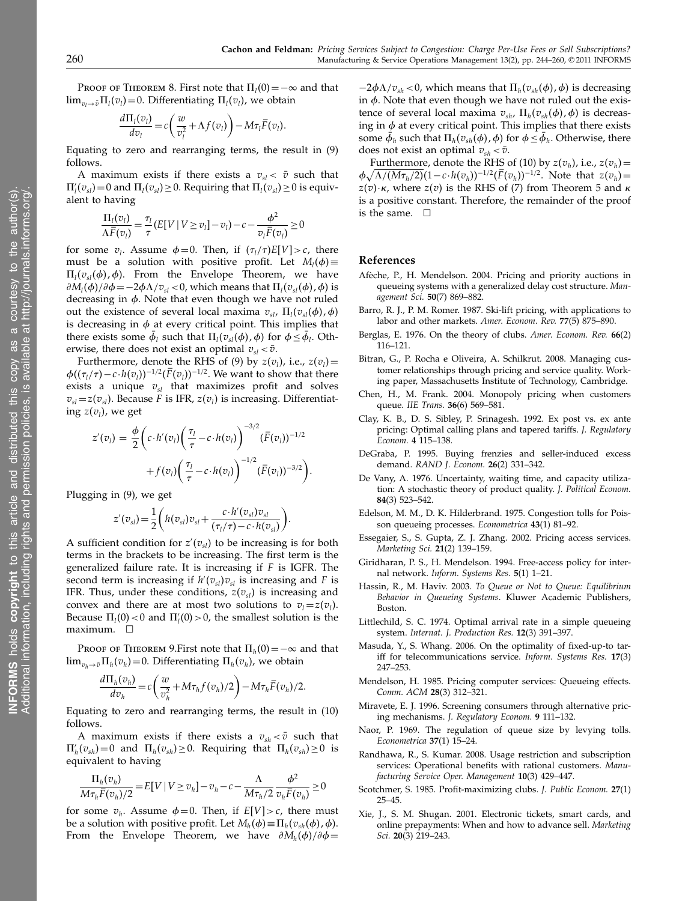PROOF OF THEOREM 8. First note that $\Pi_l(0) = -\infty$ and that $\lim_{v_l \to \bar{v}} \Pi_l(v_l) = 0$. Differentiating $\Pi_l(v_l)$, we obtain

$$\frac{d\Pi_l(v_l)}{dv_l} = c\left(\frac{w}{v_l^2} + \Lambda f(v_l)\right) - M\tau_l \bar{F}(v_l).$$

Equating to zero and rearranging terms, the result in (9) follows.

A maximum exists if there exists a $v_{sl} < \bar{v}$ such that $\Pi_l'(v_{sl}) = 0$ and $\Pi_l(v_{sl}) \geq 0$. Requiring that $\Pi_l(v_{sl}) \geq 0$ is equivalent to having

$$\frac{\Pi_l(v_l)}{\Lambda \bar{F}(v_l)} = \frac{\tau_l}{\tau}(E[V \mid V \geq v_l] - v_l) - c - \frac{\phi^2}{v_l \bar{F}(v_l)} \geq 0$$

for some $v_l$. Assume $\phi = 0$. Then, if $(\tau_l/\tau)E[V] > c$, there must be a solution with positive profit. Let $M_l(\phi) \equiv \Pi_l(v_{sl}(\phi), \phi)$. From the Envelope Theorem, we have $\partial M_l(\phi)/\partial \phi = -2\phi\Lambda/v_{sl} < 0$, which means that $\Pi_l(v_{sl}(\phi), \phi)$ is decreasing in $\phi$. Note that even though we have not ruled out the existence of several local maxima $v_{sl}$, $\Pi_l(v_{sl}(\phi), \phi)$ is decreasing in $\phi$ at every critical point. This implies that there exists some $\bar{\phi}_l$ such that $\Pi_l(v_{sl}(\phi), \phi)$ for $\phi \leq \bar{\phi}_l$. Otherwise, there does not exist an optimal $v_{sl} < \bar{v}$.

Furthermore, denote the RHS of (9) by $z(v_l)$, i.e., $z(v_l) = \phi((\tau_l/\tau) - c \cdot h(v_l))^{-1/2}(\bar{F}(v_l))^{-1/2}$. We want to show that there exists a unique $v_{sl}$ that maximizes profit and solves $v_{sl} = z(v_{sl})$. Because $F$ is IFR, $z(v_l)$ is increasing. Differentiating $z(v_l)$, we get

$$z'(v_l) = \frac{\phi}{2}\left(c \cdot h'(v_l)\left(\frac{\tau_l}{\tau} - c \cdot h(v_l)\right)^{-3/2}(\bar{F}(v_l))^{-1/2} + f(v_l)\left(\frac{\tau_l}{\tau} - c \cdot h(v_l)\right)^{-1/2}(\bar{F}(v_l))^{-3/2}\right).$$

Plugging in (9), we get

$$z'(v_{sl}) = \frac{1}{2}\left(h(v_{sl})v_{sl} + \frac{c \cdot h'(v_{sl})v_{sl}}{(\tau_l/\tau) - c \cdot h(v_{sl})}\right).$$

A sufficient condition for $z'(v_{sl})$ to be increasing is for both terms in the brackets to be increasing. The first term is the generalized failure rate. It is increasing if $F$ is IGFR. The second term is increasing if $h'(v_{sl})v_{sl}$ is increasing and $F$ is IFR. Thus, under these conditions, $z(v_{sl})$ is increasing and convex and there are at most two solutions to $v_l = z(v_l)$. Because $\Pi_l(0) < 0$ and $\Pi_l'(0) > 0$, the smallest solution is the maximum. $\square$

PROOF OF THEOREM 9. First note that $\Pi_h(0) = -\infty$ and that $\lim_{v_h \to \bar{v}} \Pi_h(v_h) = 0$. Differentiating $\Pi_h(v_h)$, we obtain

$$\frac{d\Pi_h(v_h)}{dv_h} = c\left(\frac{w}{v_h^2} + M\tau_h f(v_h)/2\right) - M\tau_h \bar{F}(v_h)/2.$$

Equating to zero and rearranging terms, the result in (10) follows.

A maximum exists if there exists a $v_{sh} < \bar{v}$ such that $\Pi_h'(v_{sh}) = 0$ and $\Pi_h(v_{sh}) \geq 0$. Requiring that $\Pi_h(v_{sh}) \geq 0$ is equivalent to having

$$\frac{\Pi_h(v_h)}{M\tau_h \bar{F}(v_h)/2} = E[V \mid V \geq v_h] - v_h - c - \frac{\Lambda}{M\tau_h/2}\frac{\phi^2}{v_h \bar{F}(v_h)} \geq 0$$

for some $v_h$. Assume $\phi = 0$. Then, if $E[V] > c$, there must be a solution with positive profit. Let $M_h(\phi) \equiv \Pi_h(v_{sh}(\phi), \phi)$. From the Envelope Theorem, we have $\partial M_h(\phi)/\partial \phi = -2\phi\Lambda/v_{sh} < 0$, which means that $\Pi_h(v_{sh}(\phi), \phi)$ is decreasing in $\phi$. Note that even though we have not ruled out the existence of several local maxima $v_{sh}$, $\Pi_h(v_{sh}(\phi), \phi)$ is decreasing in $\phi$ at every critical point. This implies that there exists some $\bar{\phi}_h$ such that $\Pi_h(v_{sh}(\phi), \phi)$ for $\phi \leq \bar{\phi}_h$. Otherwise, there does not exist an optimal $v_{sh} < \bar{v}$.

Furthermore, denote the RHS of (10) by $z(v_h)$, i.e., $z(v_h) = \phi\sqrt{\Lambda/(M\tau_h/2)}(1 - c \cdot h(v_h))^{-1/2}(\bar{F}(v_h))^{-1/2}$. Note that $z(v_h) = z(v) \cdot \kappa$, where $z(v)$ is the RHS of (7) from Theorem 5 and $\kappa$ is a positive constant. Therefore, the remainder of the proof is the same. $\square$

## References

Afèche, P., H. Mendelson. 2004. Pricing and priority auctions in queueing systems with a generalized delay cost structure. *Management Sci.* **50**(7) 869–882.

Barro, R. J., P. M. Romer. 1987. Ski-lift pricing, with applications to labor and other markets. *Amer. Econom. Rev.* **77**(5) 875–890.

Berglas, E. 1976. On the theory of clubs. *Amer. Econom. Rev.* **66**(2) 116–121.

Bitran, G., P. Rocha e Oliveira, A. Schilkrut. 2008. Managing customer relationships through pricing and service quality. Working paper, Massachusetts Institute of Technology, Cambridge.

Chen, H., M. Frank. 2004. Monopoly pricing when customers queue. *IIE Trans.* **36**(6) 569–581.

Clay, K. B., D. S. Sibley, P. Srinagesh. 1992. Ex post vs. ex ante pricing: Optimal calling plans and tapered tariffs. *J. Regulatory Econom.* **4** 115–138.

DeGraba, P. 1995. Buying frenzies and seller-induced excess demand. *RAND J. Econom.* **26**(2) 331–342.

De Vany, A. 1976. Uncertainty, waiting time, and capacity utilization: A stochastic theory of product quality. *J. Political Econom.* **84**(3) 523–542.

Edelson, M. M., D. K. Hilderbrand. 1975. Congestion tolls for Poisson queuing processes. *Econometrica* **43**(1) 81–92.

Essegaier, S., S. Gupta, Z. J. Zhang. 2002. Pricing access services. *Marketing Sci.* **21**(2) 139–159.

Giridharan, P. S., H. Mendelson. 1994. Free-access policy for internal network. *Inform. Systems Res.* **5**(1) 1–21.

Hassin, R., M. Haviv. 2003. *To Queue or Not to Queue: Equilibrium Behavior in Queueing Systems*. Kluwer Academic Publishers, Boston.

Littlechild, S. C. 1974. Optimal arrival rate in a simple queueing system. *Internat. J. Production Res.* **12**(3) 391–397.

Masuda, Y., S. Whang. 2006. On the optimality of fixed-up-to tariff for telecommunications service. *Inform. Systems Res.* **17**(3) 247–253.

Mendelson, H. 1985. Pricing computer services: Queueing effects. *Comm. ACM* **28**(3) 312–321.

Miravete, E. J. 1996. Screening consumers through alternative pricing mechanisms. *J. Regulatory Econom.* **9** 111–132.

Naor, P. 1969. The regulation of queue size by levying tolls. *Econometrica* **37**(1) 15–24.

Randhawa, R., S. Kumar. 2008. Usage restriction and subscription services: Operational benefits with rational customers. *Manufacturing Service Oper. Management* **10**(3) 429–447.

Scotchmer, S. 1985. Profit-maximizing clubs. *J. Public Econom.* **27**(1) 25–45.

Xie, J., S. M. Shugan. 2001. Electronic tickets, smart cards, and online prepayments: When and how to advance sell. *Marketing Sci.* **20**(3) 219–243.